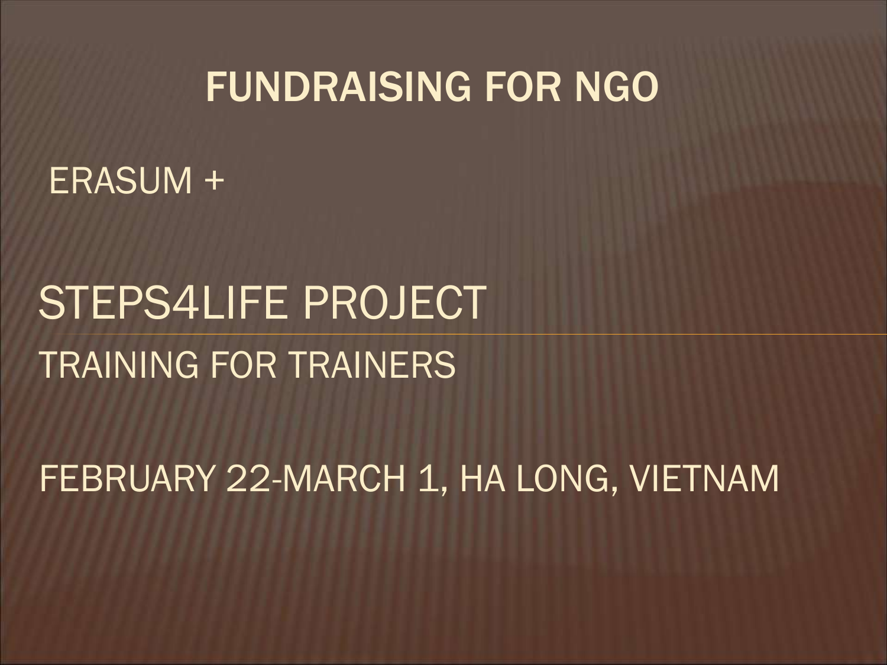# FUNDRAISING FOR NGO

ERASUM +

## STEPS4LIFE PROJECT

TRAINING FOR TRAINERS

FEBRUARY 22-MARCH 1, HA LONG, VIETNAM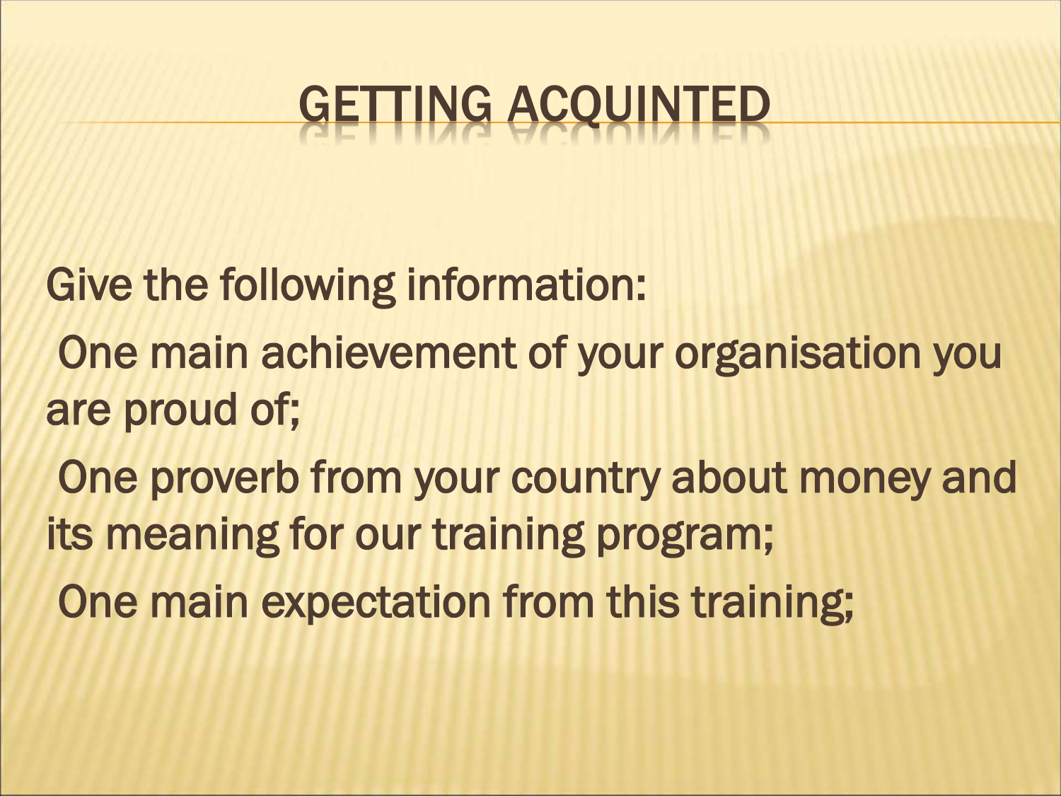# GETTING ACQUINTED

Give the following information:

One main achievement of your organisation you are proud of;

One proverb from your country about money and its meaning for our training program;

One main expectation from this training;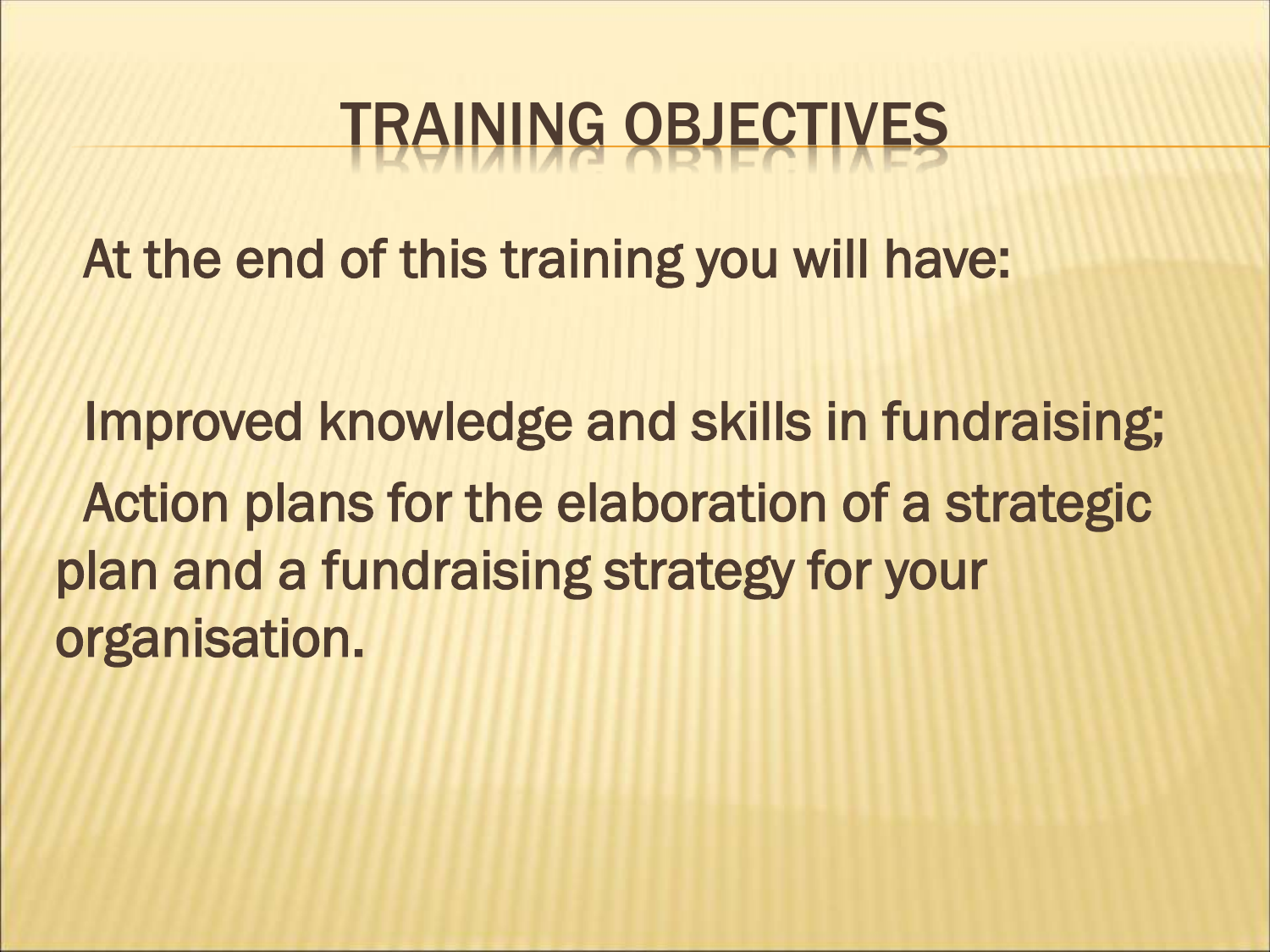# TRAINING OBJECTIVES

At the end of this training you will have:

Improved knowledge and skills in fundraising;

Action plans for the elaboration of a strategic plan and a fundraising strategy for your organisation.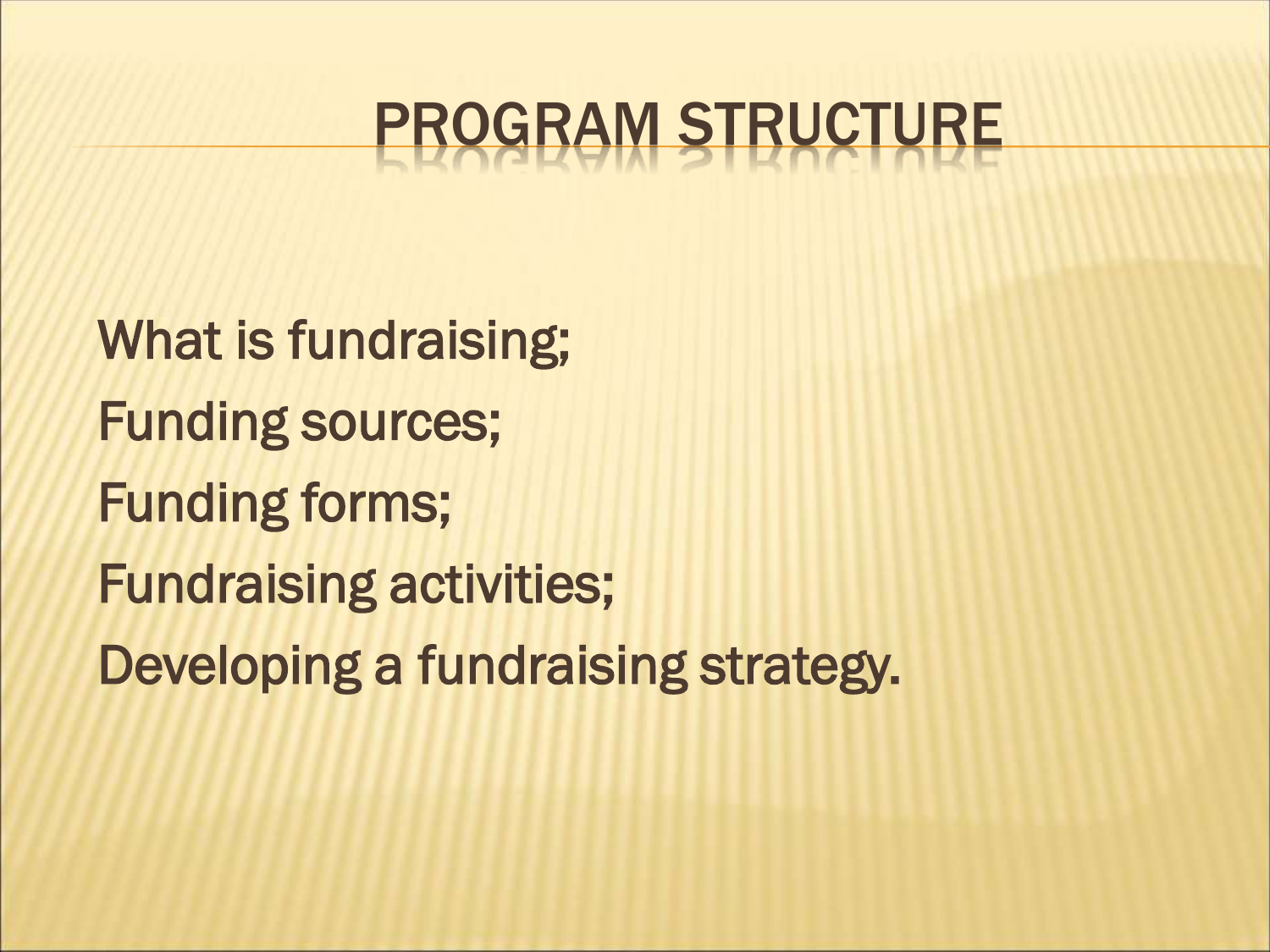# PROGRAM STRUCTURE

What is fundraising;

Funding sources;

Funding forms;

Fundraising activities;

Developing a fundraising strategy.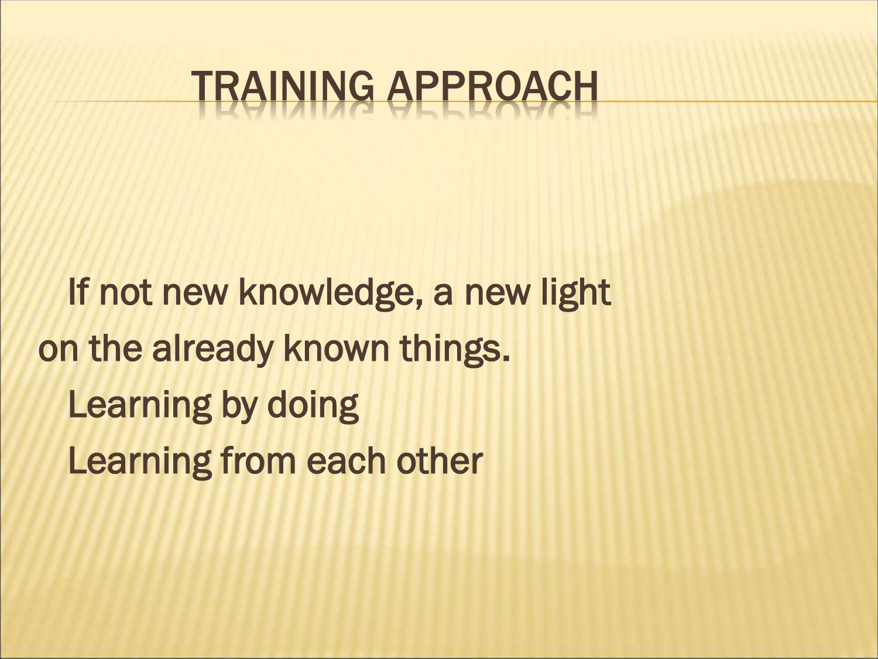# TRAINING APPROACH

If not new knowledge, a new light on the already known things.

Learning by doing

Learning from each other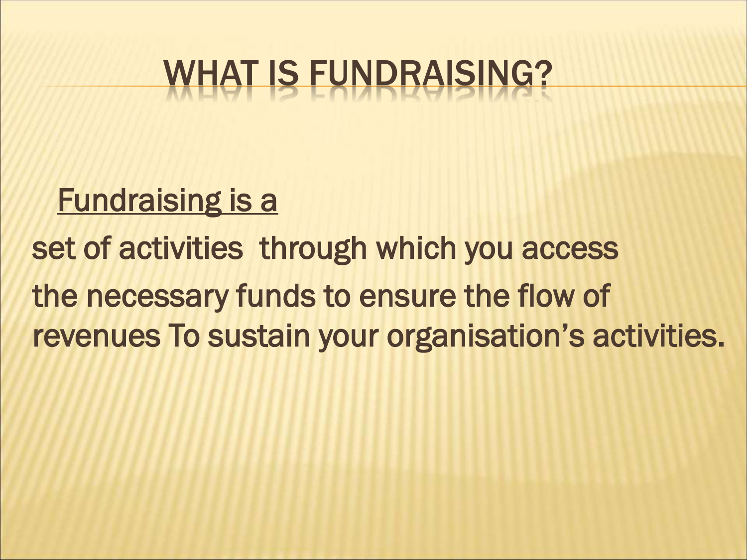# WHAT IS FUNDRAISING?

<u>Fundraising is a</u>

set of activities through which you access

the necessary funds to ensure the flow of revenues To sustain your organisation's activities.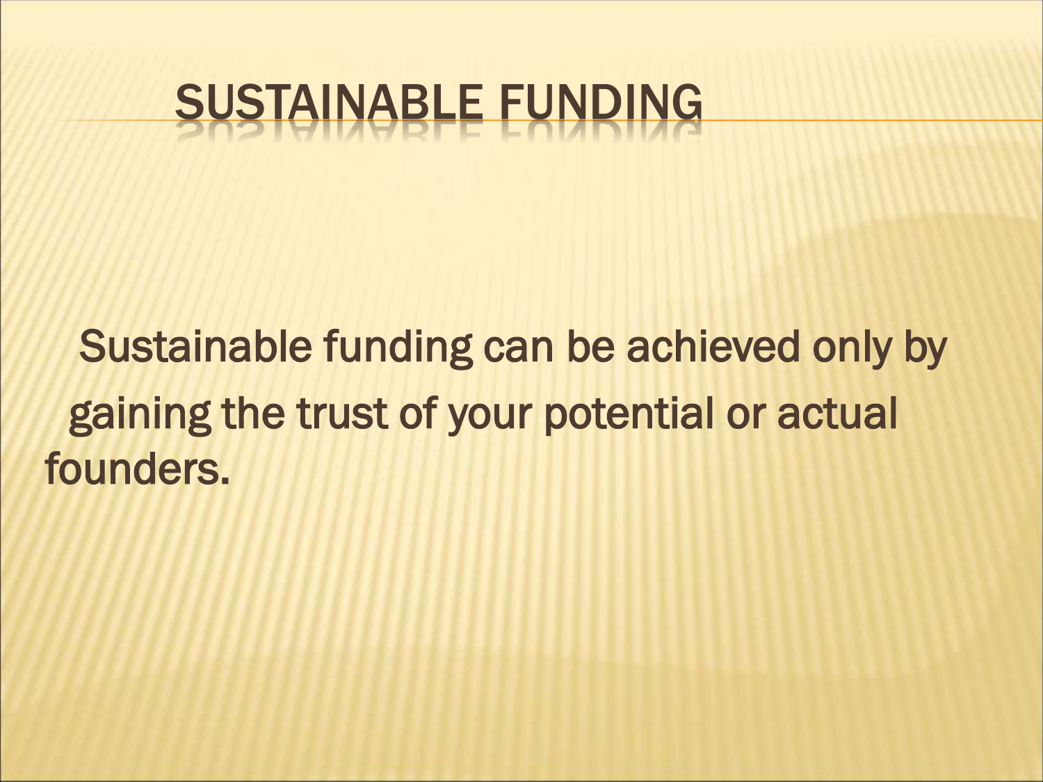# SUSTAINABLE FUNDING

Sustainable funding can be achieved only by gaining the trust of your potential or actual founders.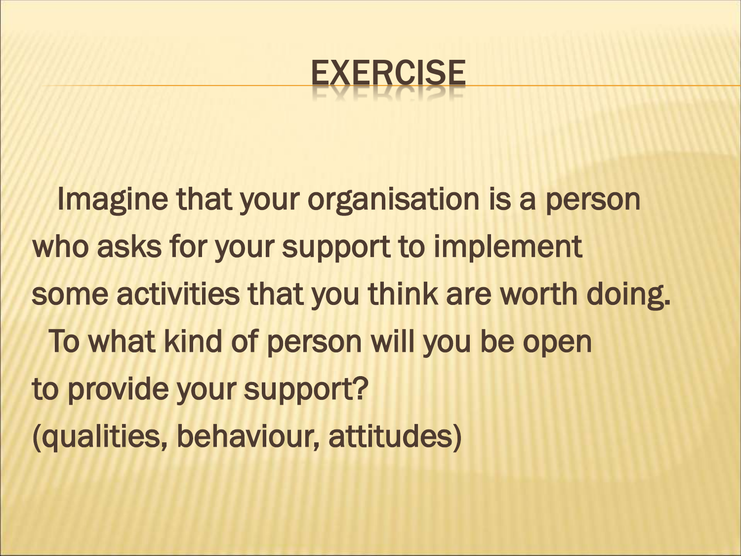# EXERCISE

Imagine that your organisation is a person who asks for your support to implement some activities that you think are worth doing.

To what kind of person will you be open to provide your support?

(qualities, behaviour, attitudes)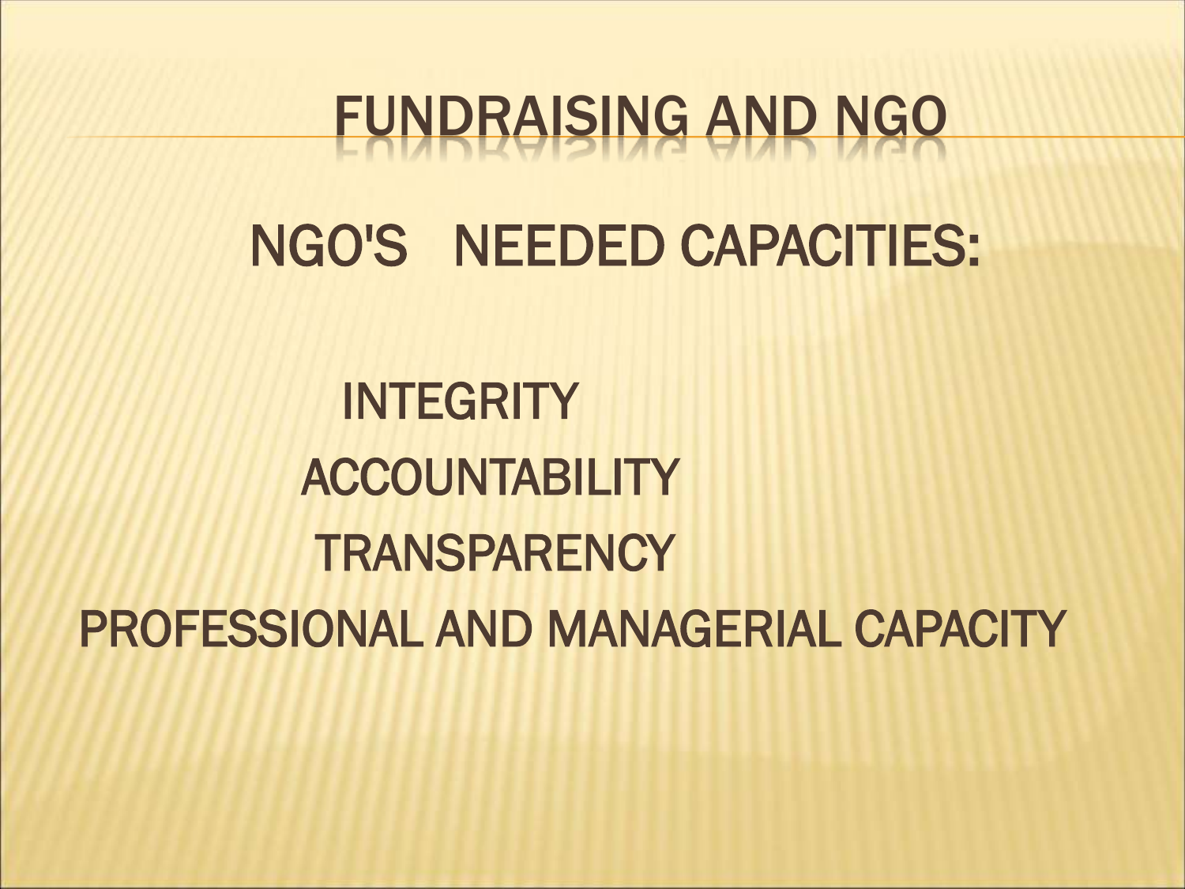# FUNDRAISING AND NGO

## NGO'S NEEDED CAPACITIES:

INTEGRITY

ACCOUNTABILITY

TRANSPARENCY

PROFESSIONAL AND MANAGERIAL CAPACITY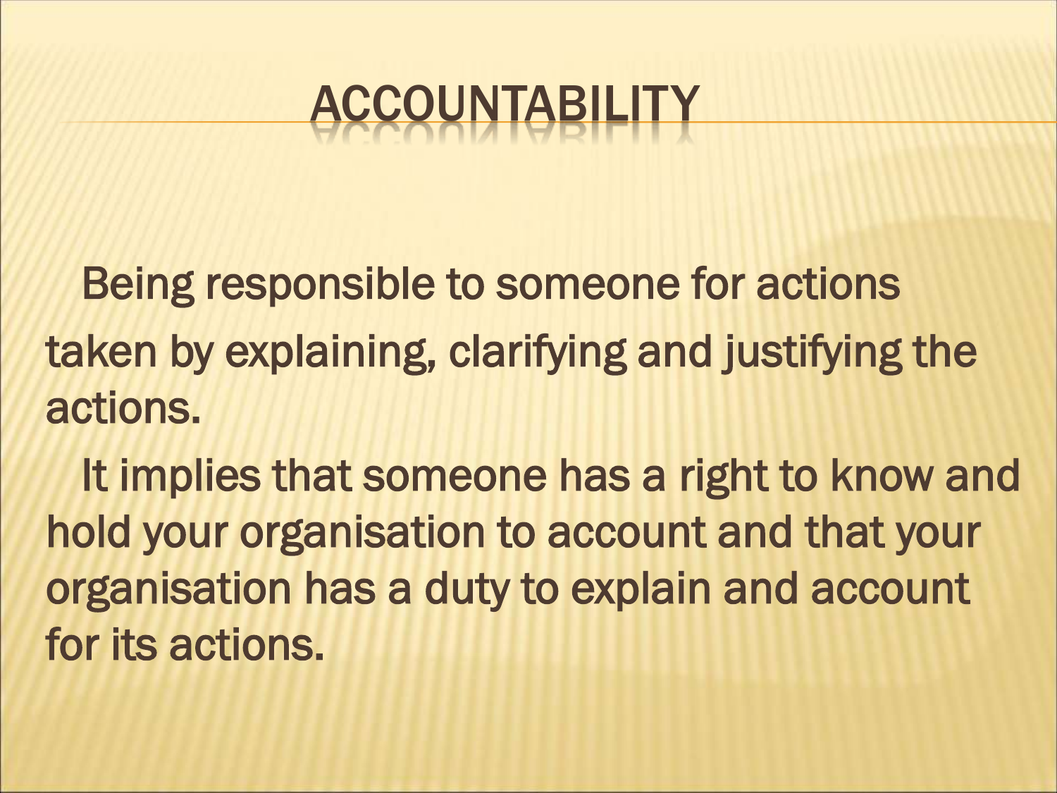# ACCOUNTABILITY

Being responsible to someone for actions taken by explaining, clarifying and justifying the actions.

It implies that someone has a right to know and hold your organisation to account and that your organisation has a duty to explain and account for its actions.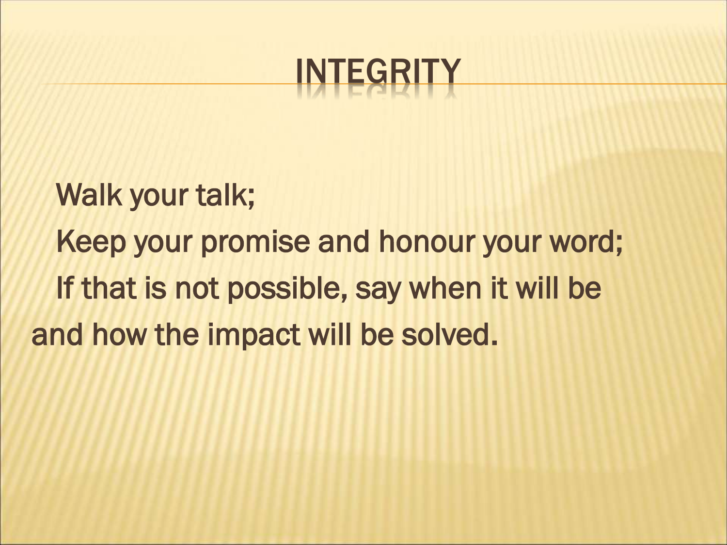# INTEGRITY

Walk your talk;

Keep your promise and honour your word;

If that is not possible, say when it will be and how the impact will be solved.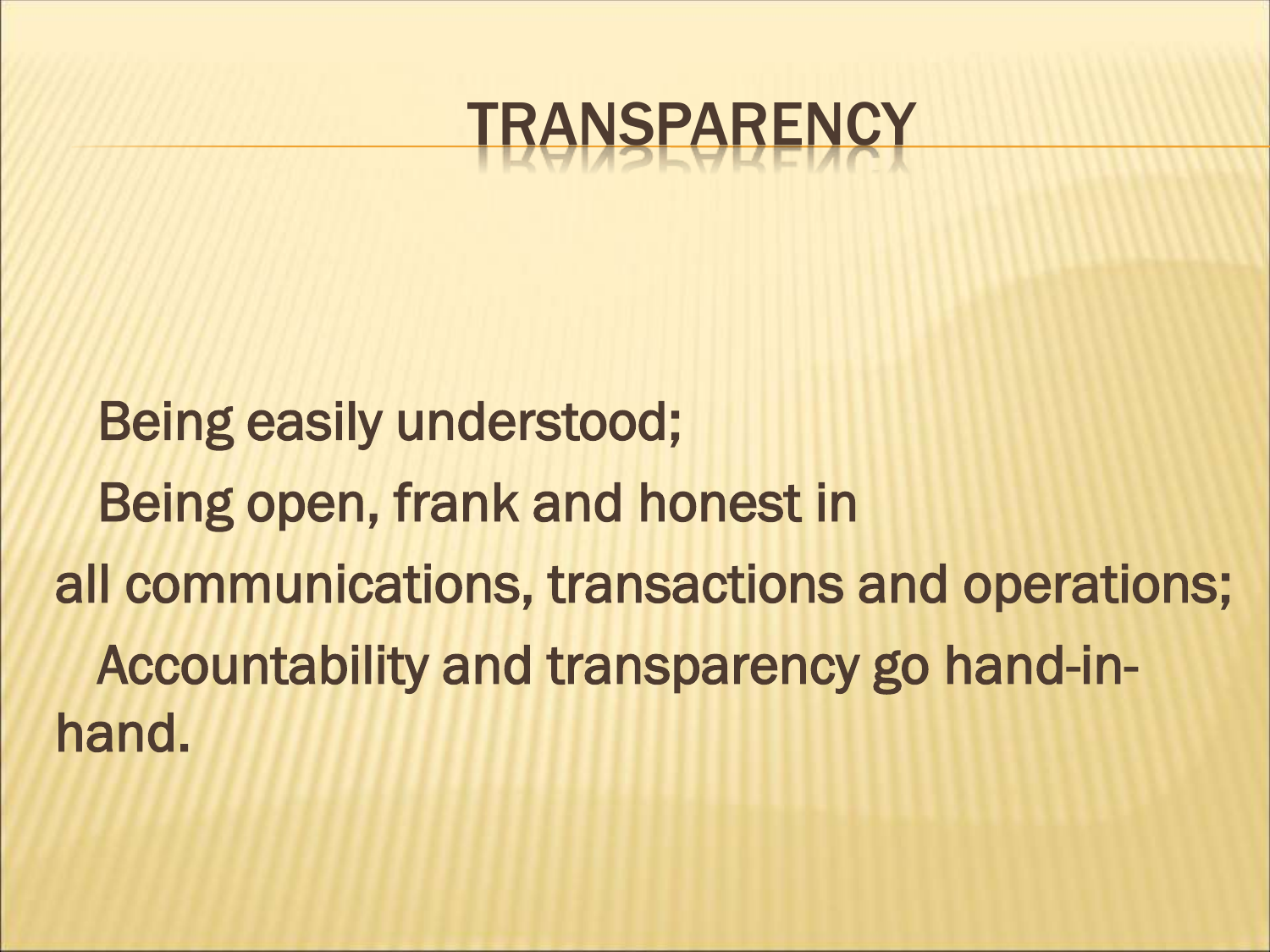# TRANSPARENCY

Being easily understood;

Being open, frank and honest in all communications, transactions and operations;

Accountability and transparency go hand-in-hand.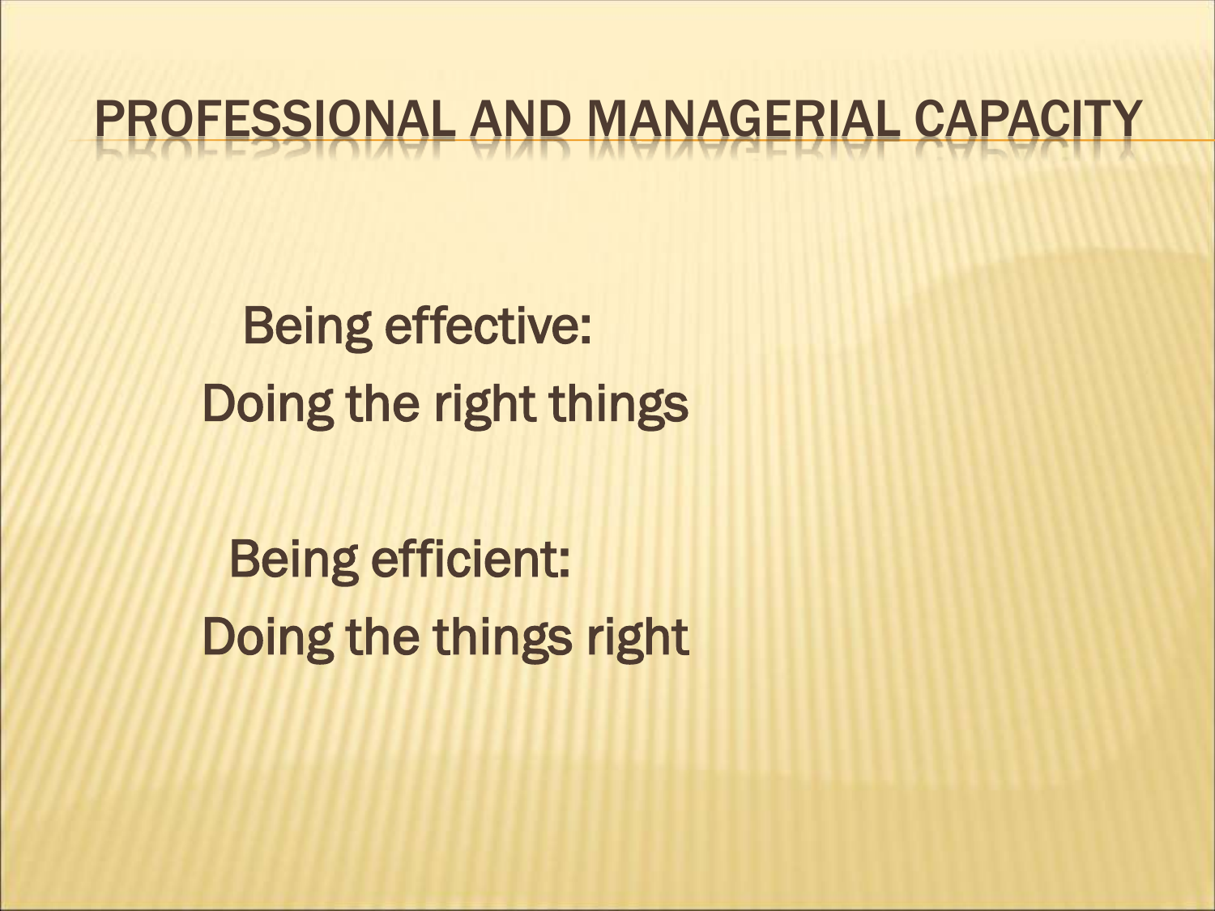# PROFESSIONAL AND MANAGERIAL CAPACITY

Being effective:
Doing the right things

Being efficient:
Doing the things right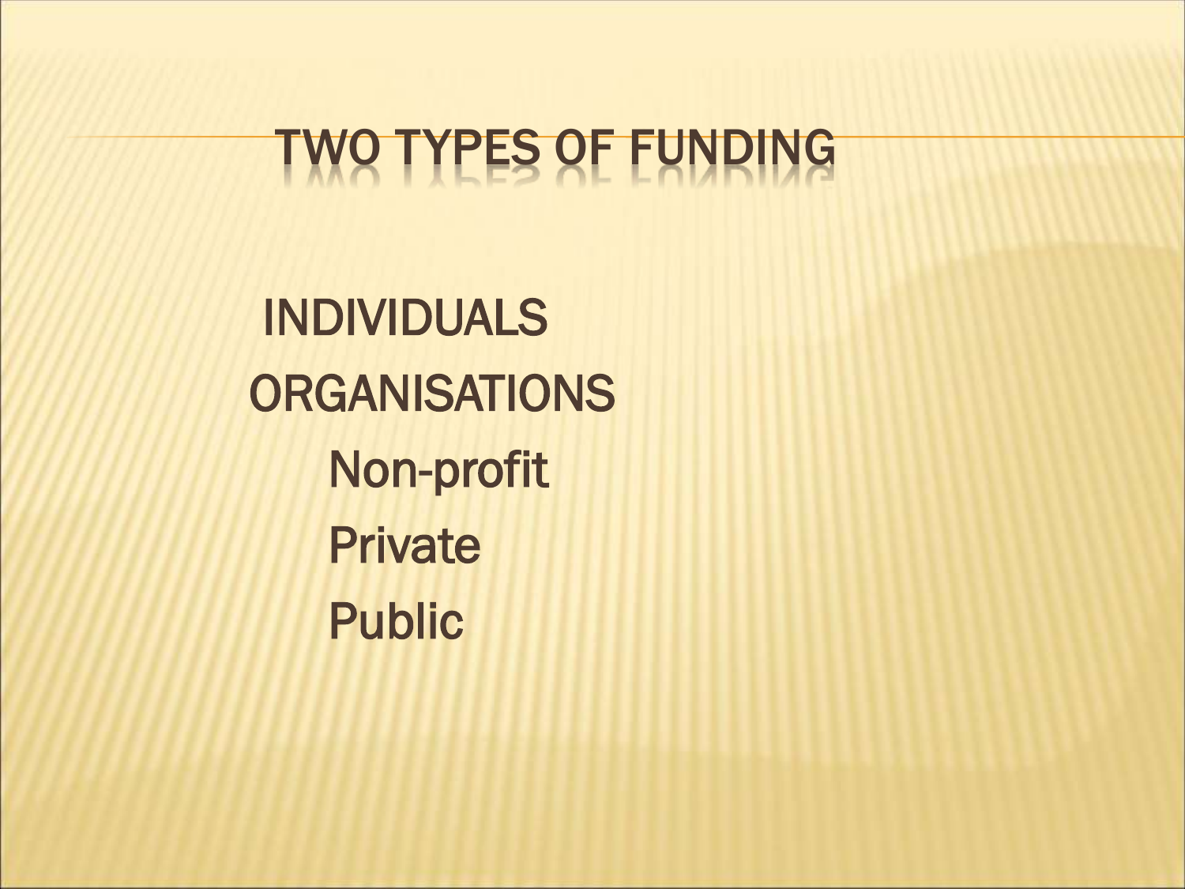# TWO TYPES OF FUNDING

- INDIVIDUALS
- ORGANISATIONS
  - Non-profit
  - Private
  - Public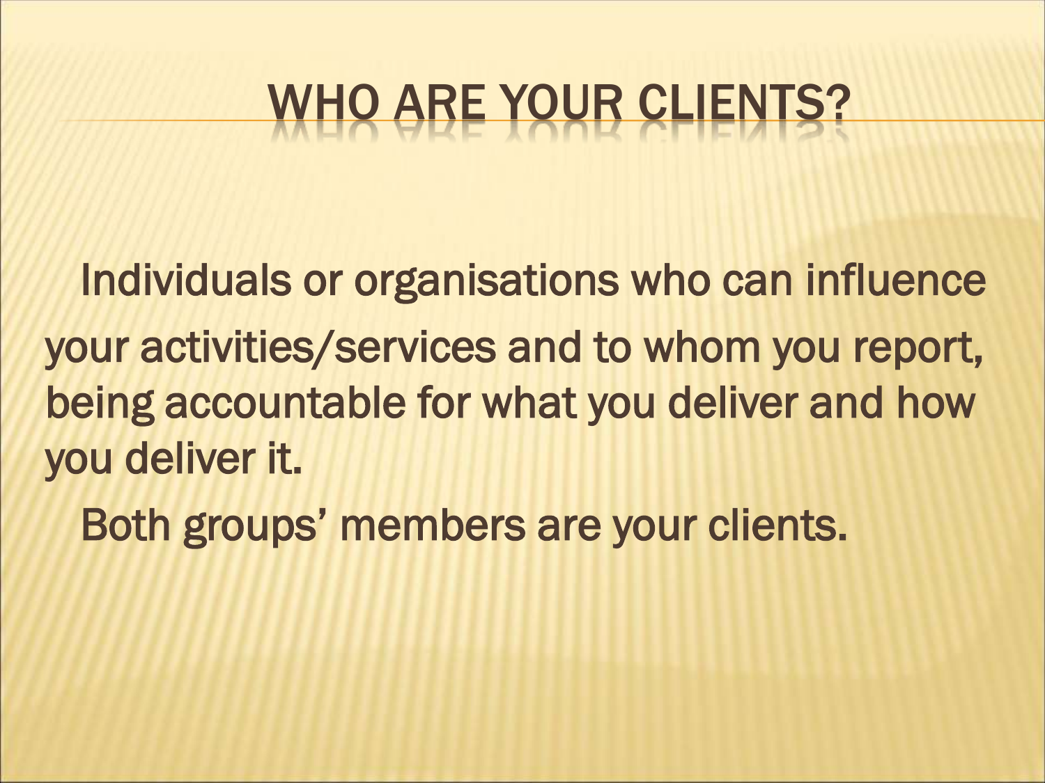# WHO ARE YOUR CLIENTS?

Individuals or organisations who can influence your activities/services and to whom you report, being accountable for what you deliver and how you deliver it.

Both groups' members are your clients.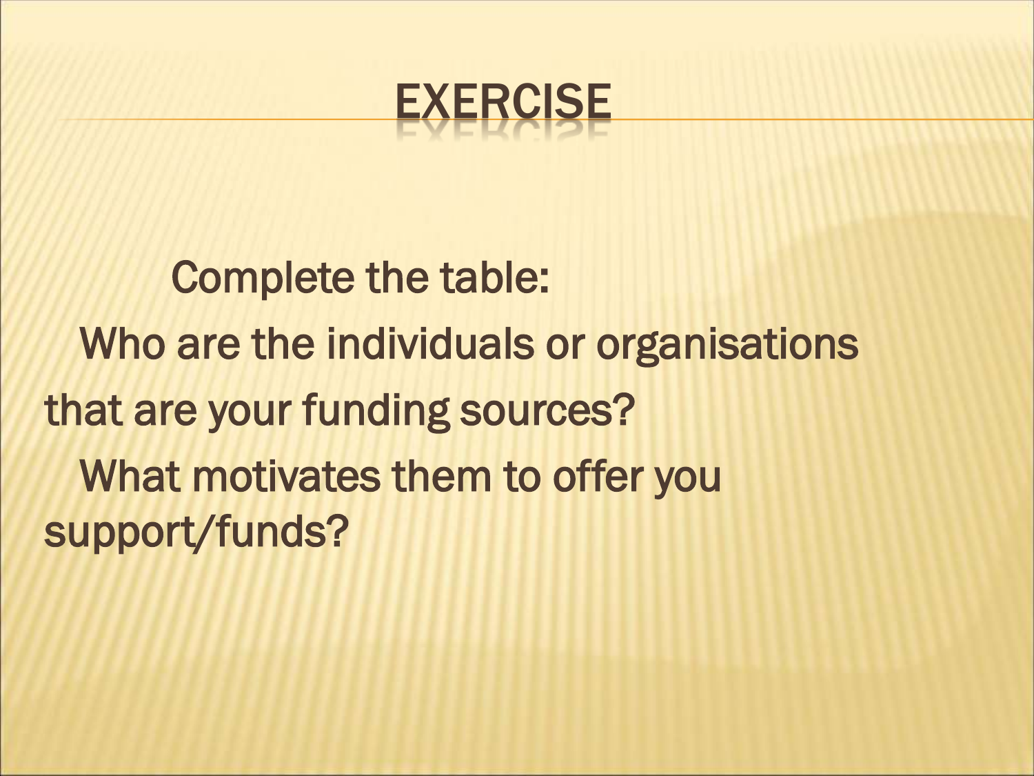# EXERCISE

Complete the table:

Who are the individuals or organisations that are your funding sources?

What motivates them to offer you support/funds?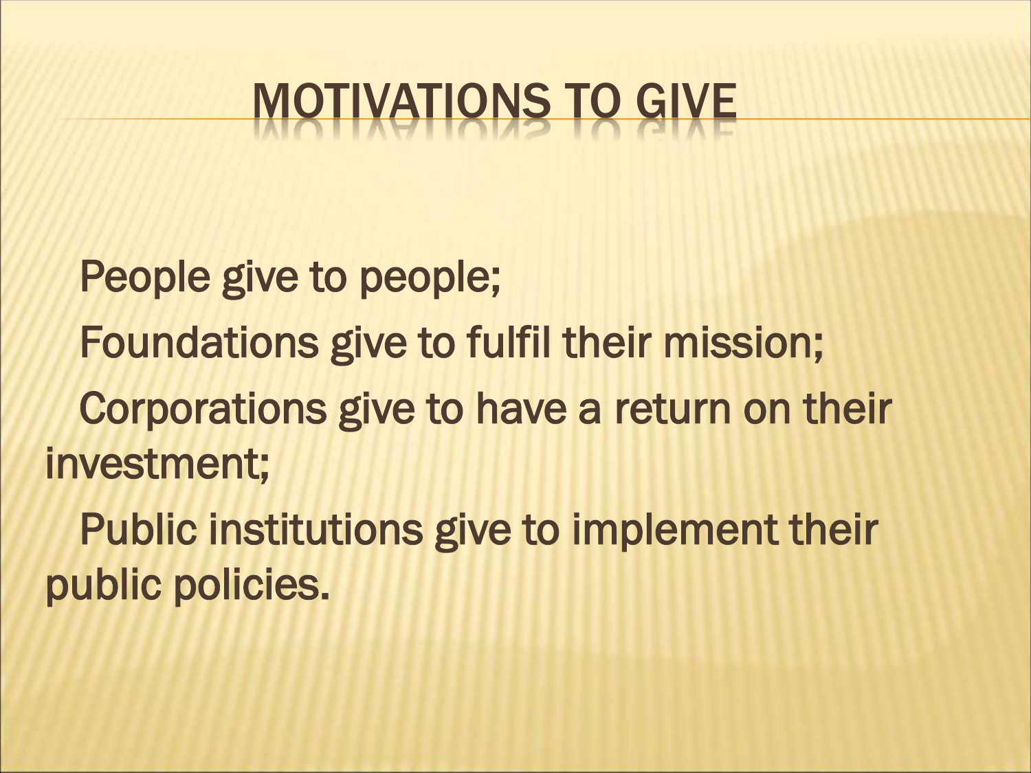# MOTIVATIONS TO GIVE

People give to people;

Foundations give to fulfil their mission;

Corporations give to have a return on their investment;

Public institutions give to implement their public policies.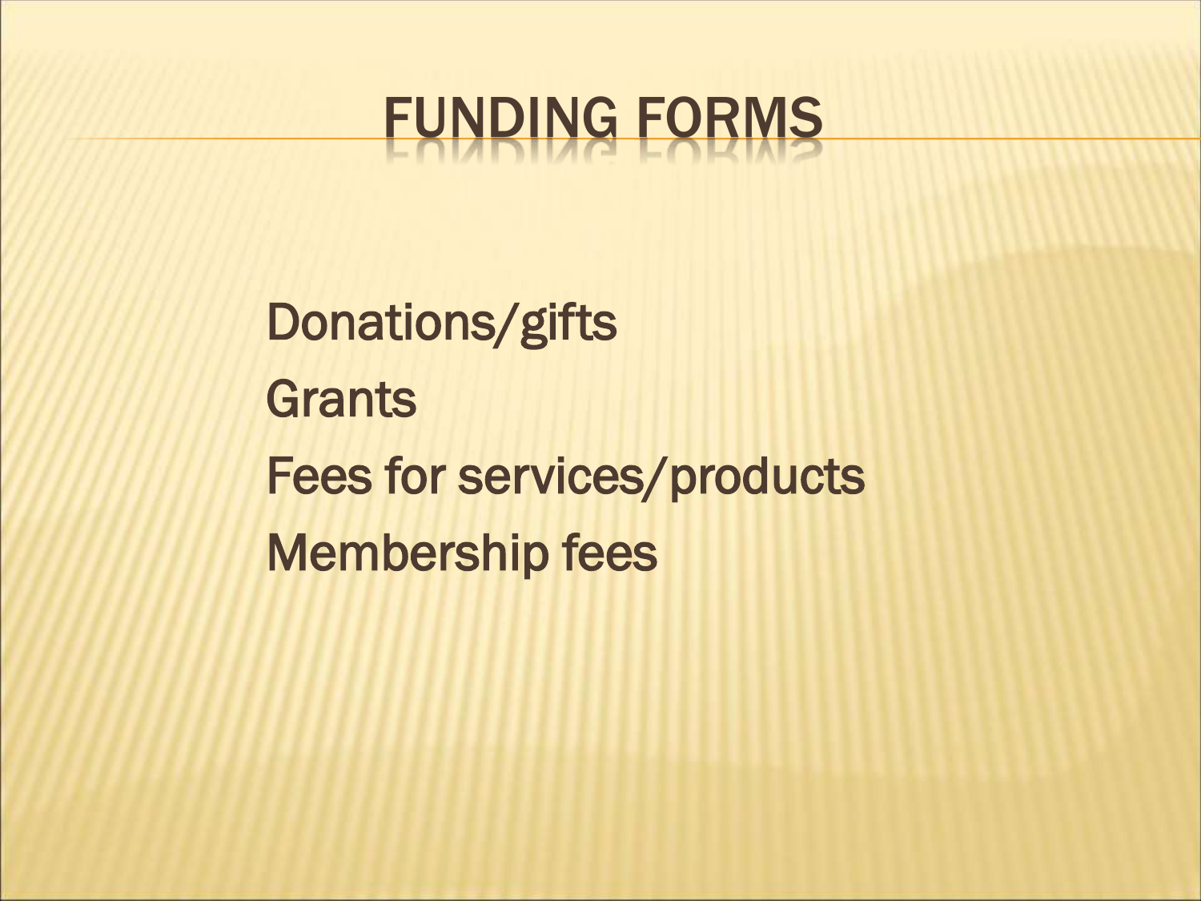# FUNDING FORMS

Donations/gifts

Grants

Fees for services/products

Membership fees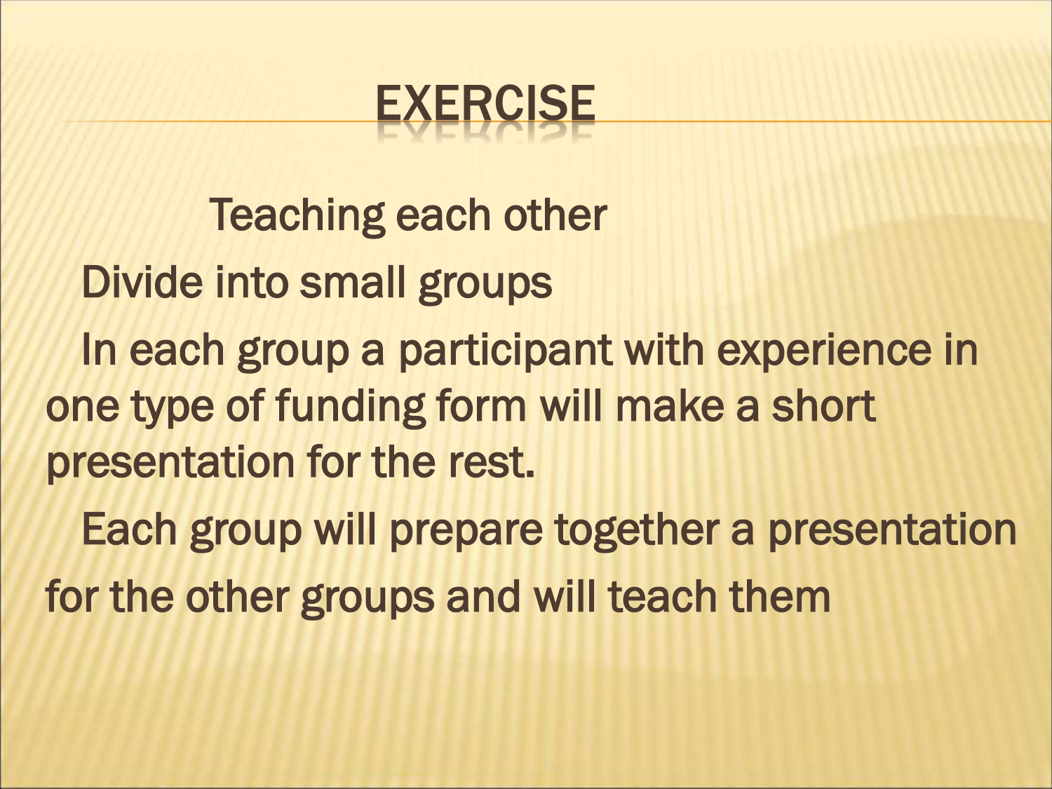# EXERCISE

Teaching each other

Divide into small groups

In each group a participant with experience in one type of funding form will make a short presentation for the rest.

Each group will prepare together a presentation for the other groups and will teach them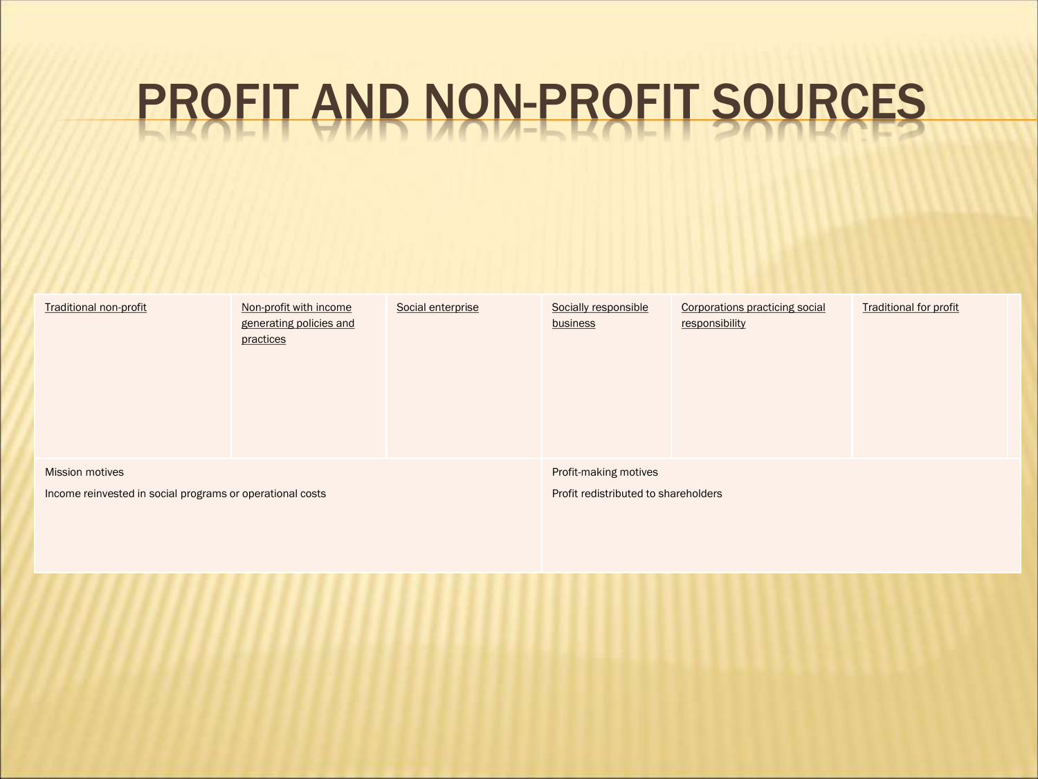# PROFIT AND NON-PROFIT SOURCES

| Traditional non-profit | Non-profit with income generating policies and practices | Social enterprise | Socially responsible business | Corporations practicing social responsibility | Traditional for profit |
|---|---|---|---|---|---|
| Mission motives<br>Income reinvested in social programs or operational costs | | | Profit-making motives<br>Profit redistributed to shareholders | | |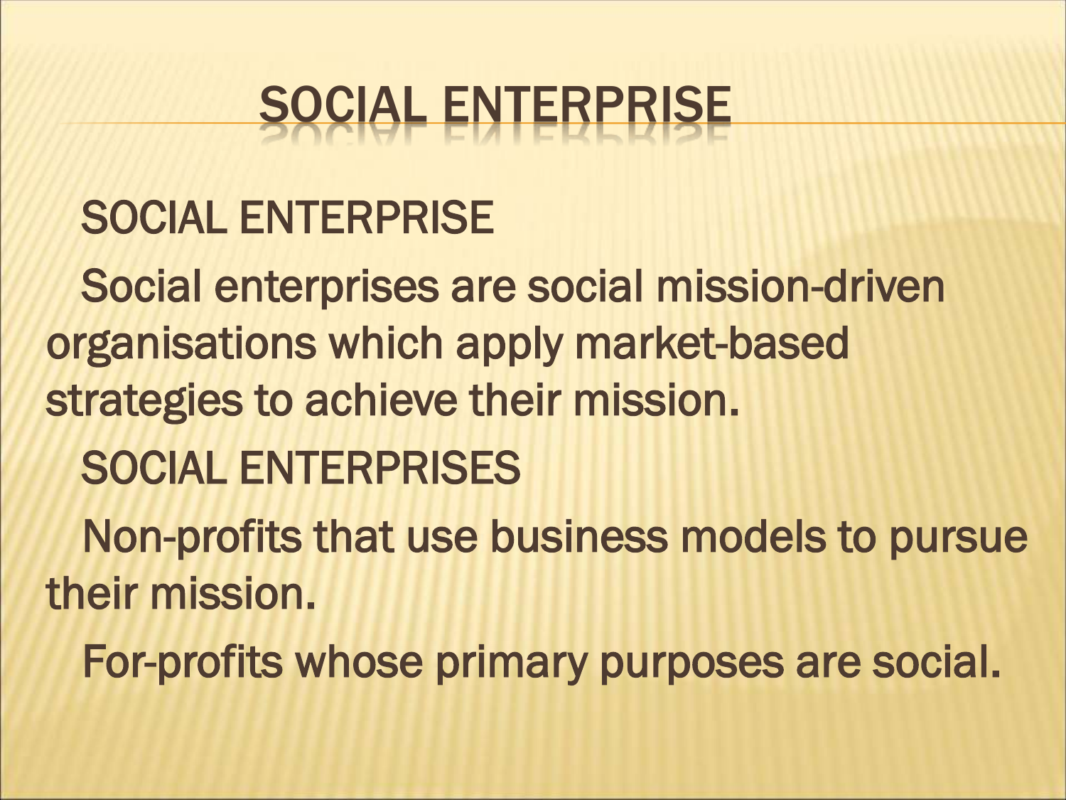# SOCIAL ENTERPRISE

SOCIAL ENTERPRISE

Social enterprises are social mission-driven organisations which apply market-based strategies to achieve their mission.

SOCIAL ENTERPRISES

Non-profits that use business models to pursue their mission.

For-profits whose primary purposes are social.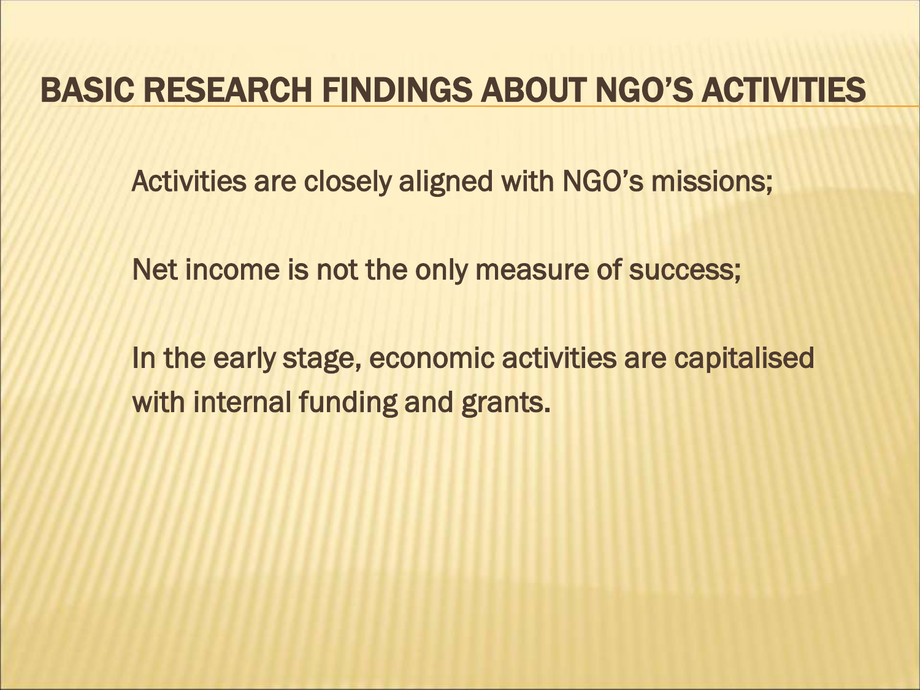# BASIC RESEARCH FINDINGS ABOUT NGO'S ACTIVITIES

Activities are closely aligned with NGO's missions;

Net income is not the only measure of success;

In the early stage, economic activities are capitalised with internal funding and grants.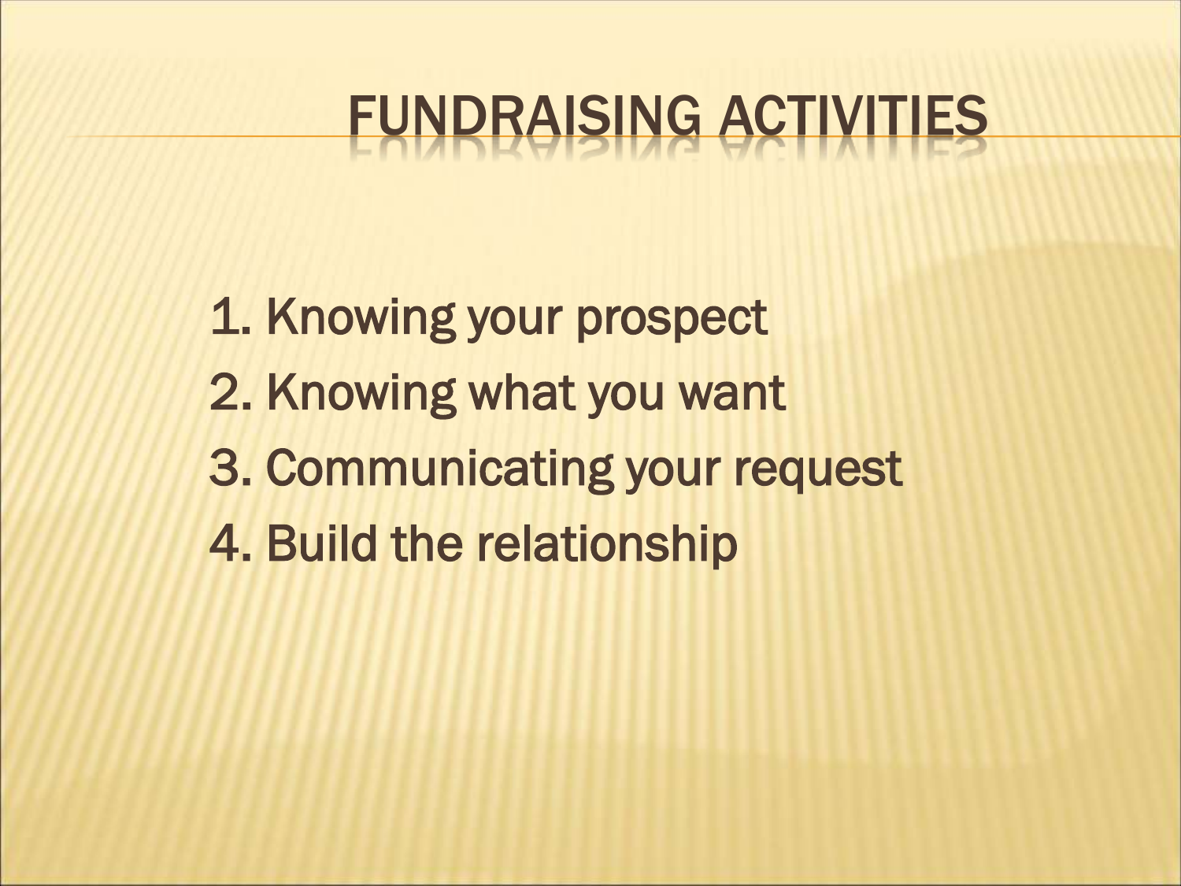# FUNDRAISING ACTIVITIES

1. Knowing your prospect
2. Knowing what you want
3. Communicating your request
4. Build the relationship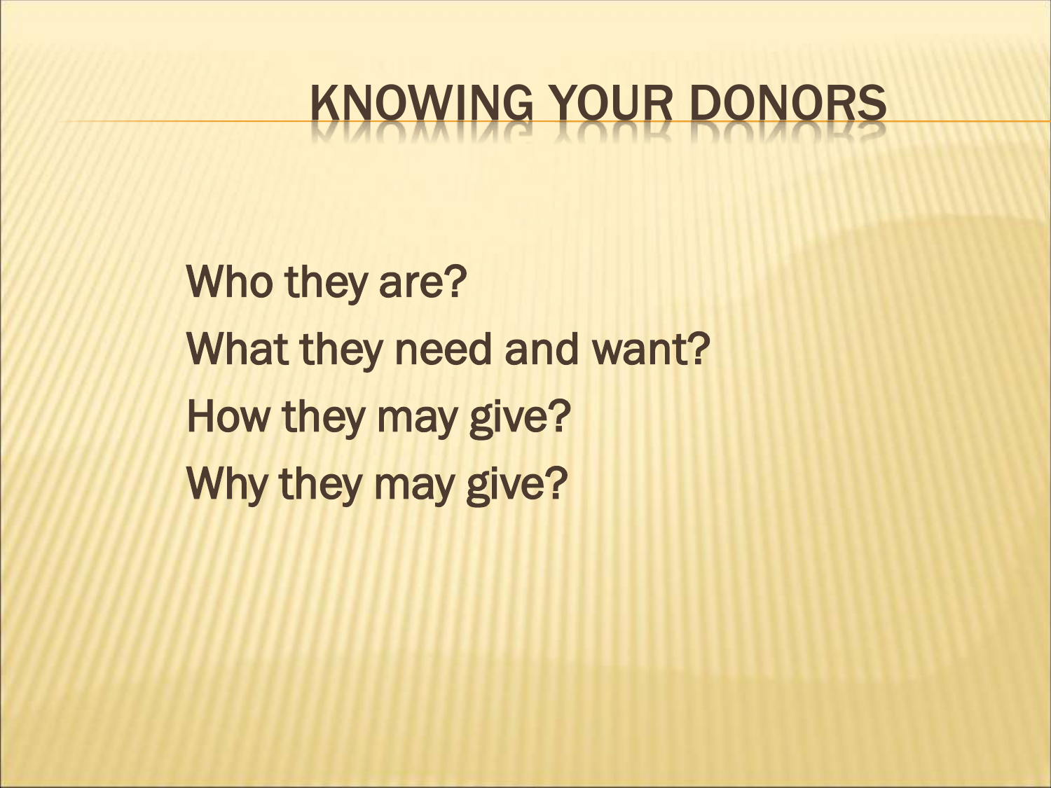# KNOWING YOUR DONORS

Who they are?

What they need and want?

How they may give?

Why they may give?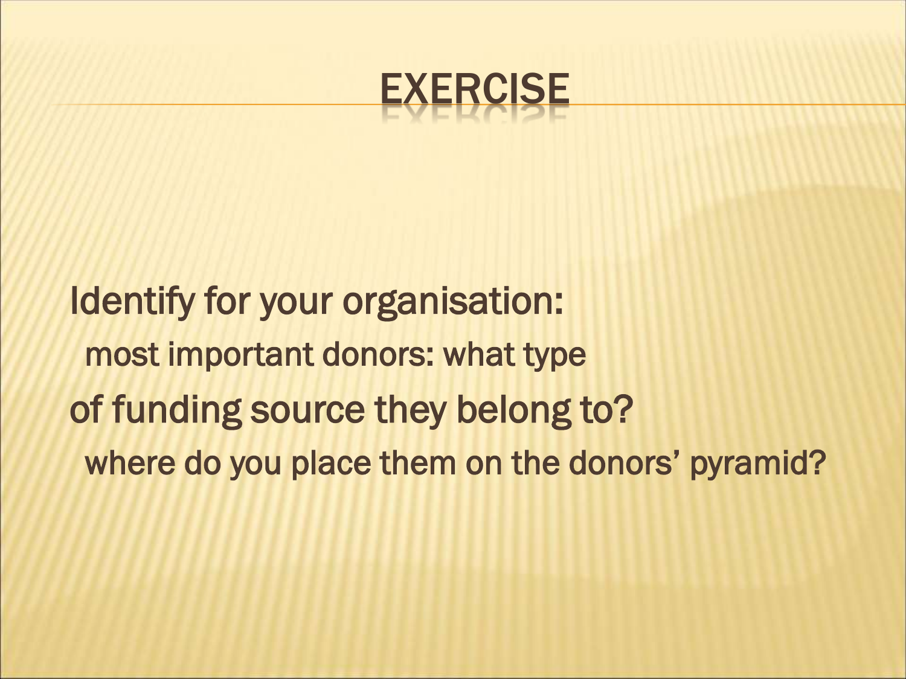# EXERCISE

Identify for your organisation:

most important donors: what type

of funding source they belong to?

where do you place them on the donors' pyramid?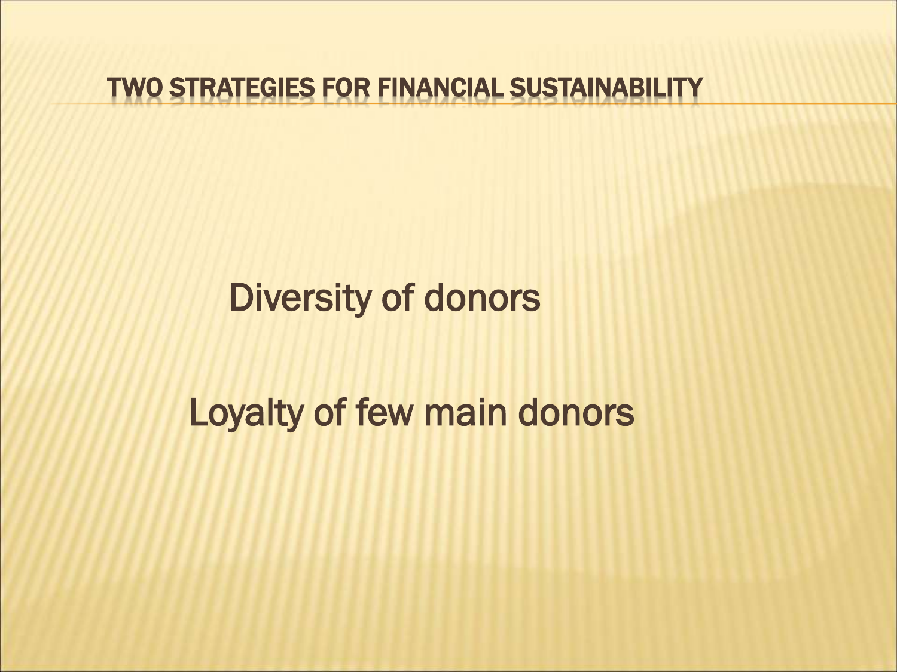# TWO STRATEGIES FOR FINANCIAL SUSTAINABILITY

Diversity of donors

Loyalty of few main donors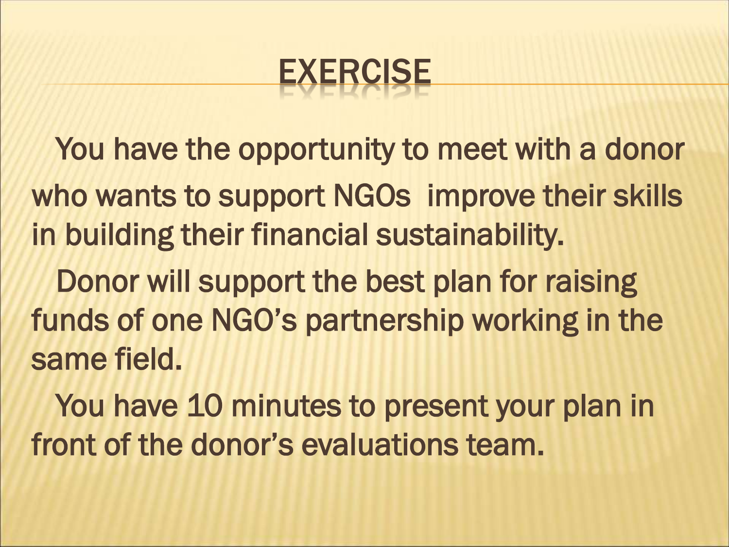# EXERCISE

You have the opportunity to meet with a donor who wants to support NGOs  improve their skills in building their financial sustainability.

Donor will support the best plan for raising funds of one NGO's partnership working in the same field.

You have 10 minutes to present your plan in front of the donor's evaluations team.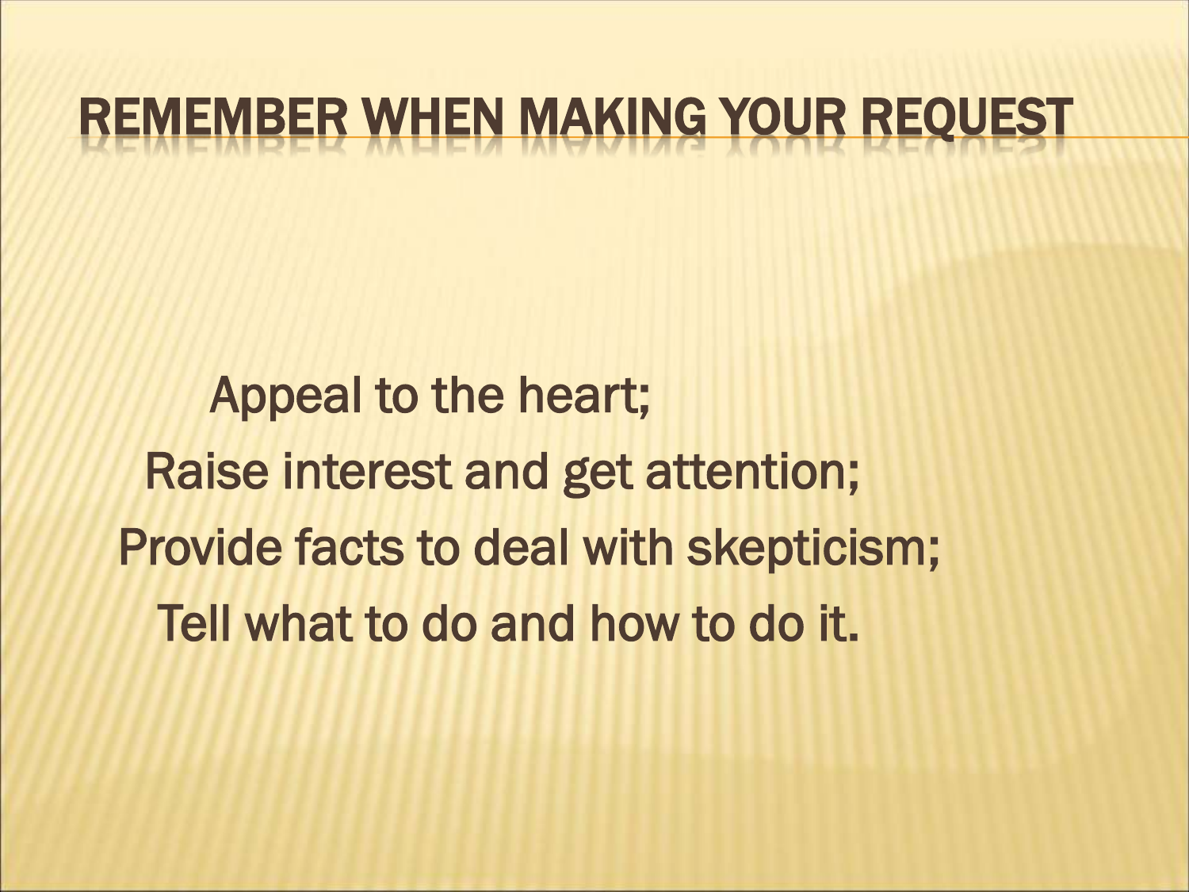# REMEMBER WHEN MAKING YOUR REQUEST

Appeal to the heart;

Raise interest and get attention;

Provide facts to deal with skepticism;

Tell what to do and how to do it.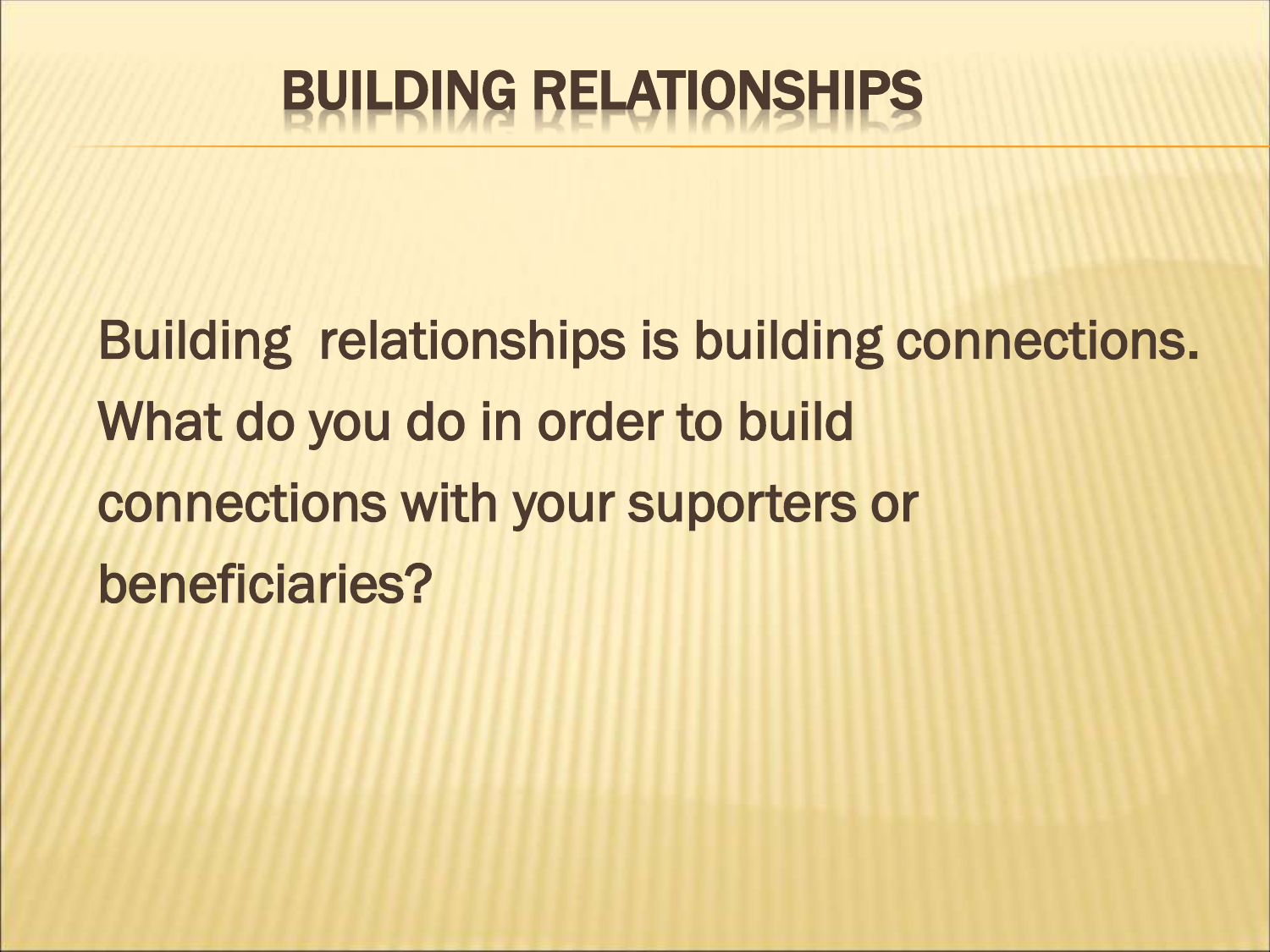# BUILDING RELATIONSHIPS

Building relationships is building connections. What do you do in order to build connections with your suporters or beneficiaries?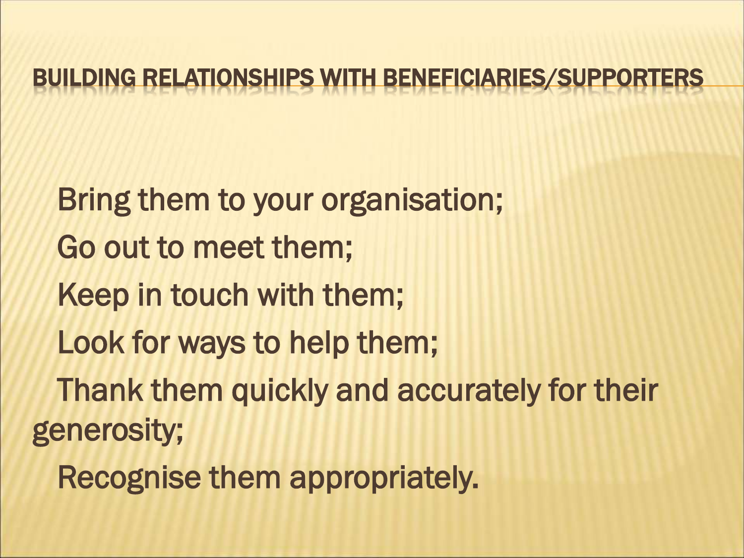# BUILDING RELATIONSHIPS WITH BENEFICIARIES/SUPPORTERS

Bring them to your organisation;

Go out to meet them;

Keep in touch with them;

Look for ways to help them;

Thank them quickly and accurately for their generosity;

Recognise them appropriately.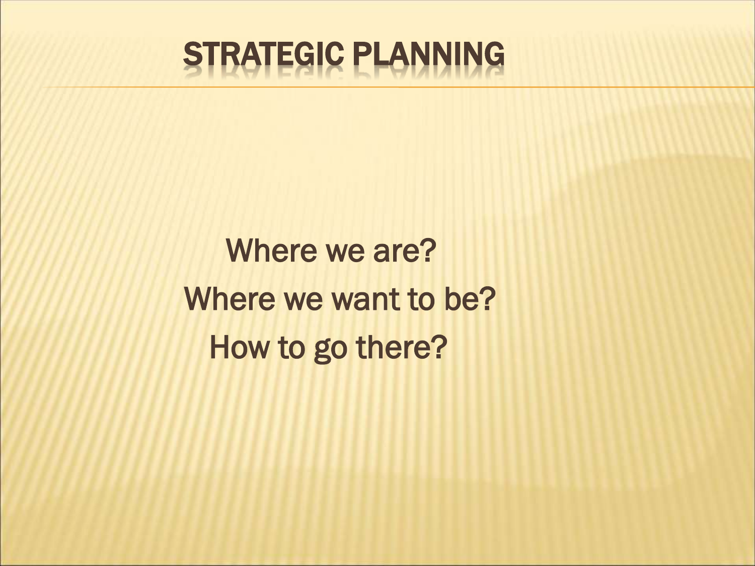# STRATEGIC PLANNING

Where we are?

Where we want to be?

How to go there?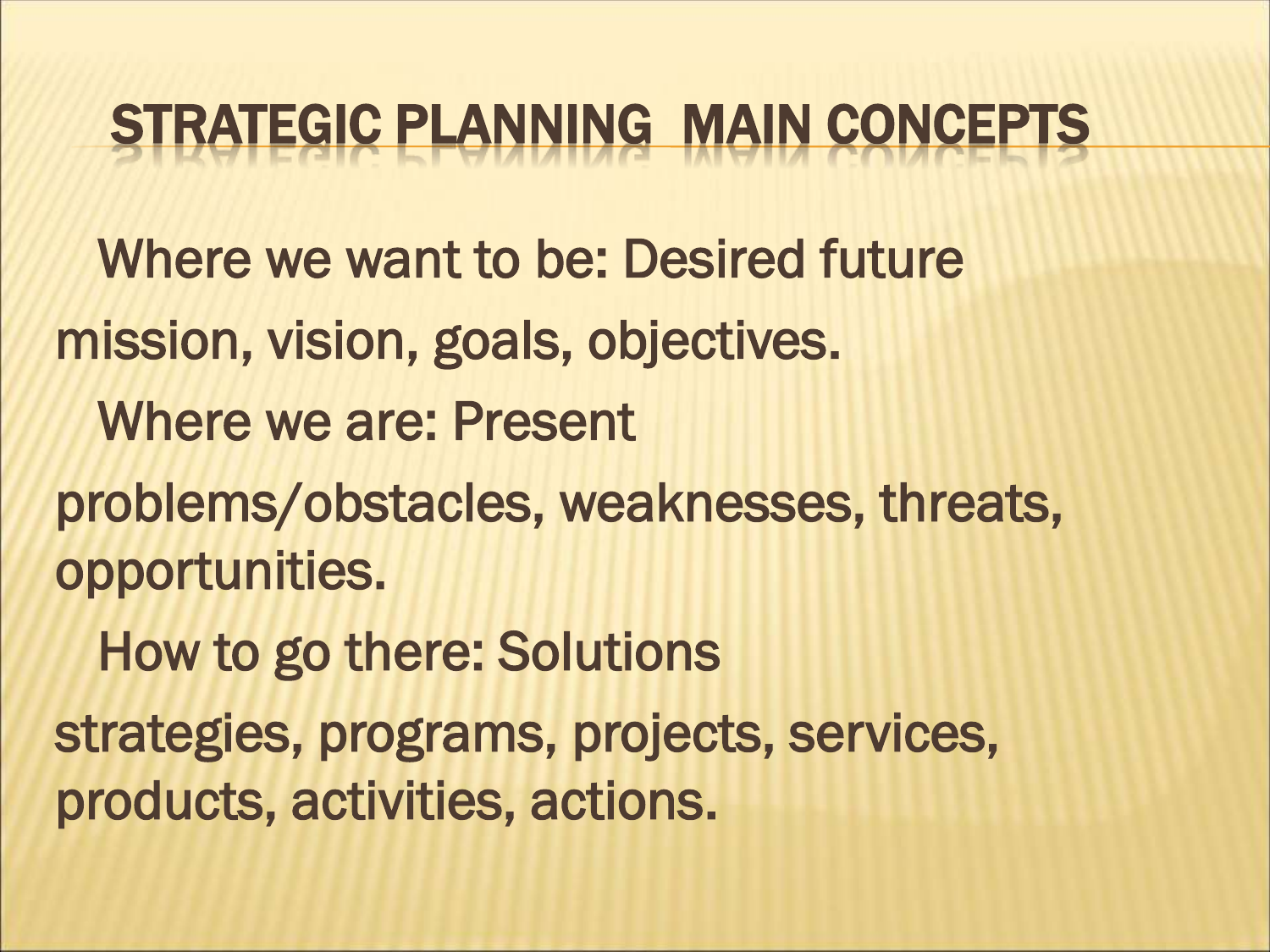# STRATEGIC PLANNING MAIN CONCEPTS

Where we want to be: Desired future
mission, vision, goals, objectives.

Where we are: Present
problems/obstacles, weaknesses, threats, opportunities.

How to go there: Solutions
strategies, programs, projects, services, products, activities, actions.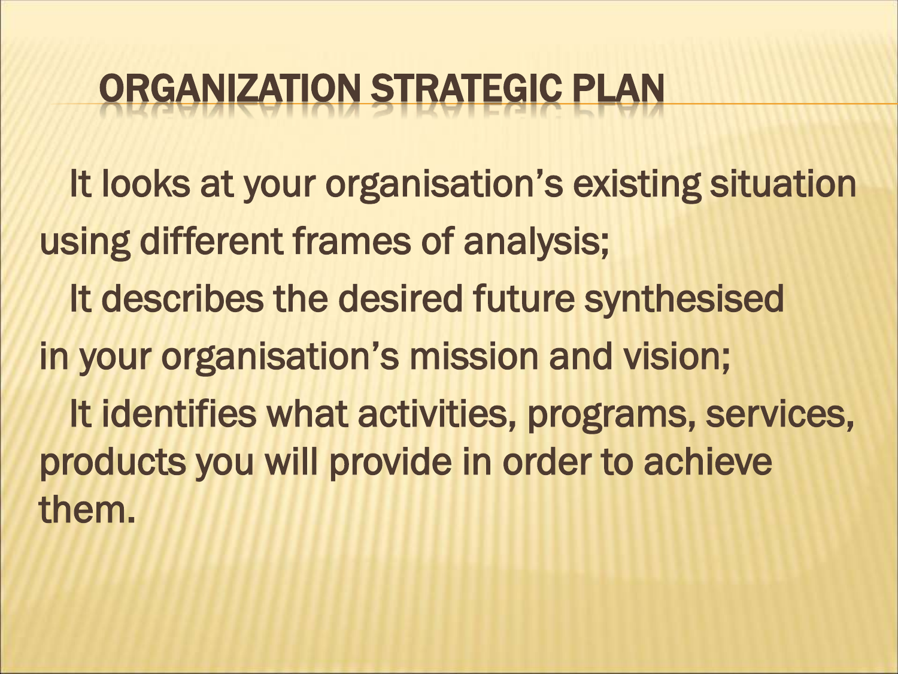# ORGANIZATION STRATEGIC PLAN

It looks at your organisation's existing situation using different frames of analysis;

It describes the desired future synthesised in your organisation's mission and vision;

It identifies what activities, programs, services, products you will provide in order to achieve them.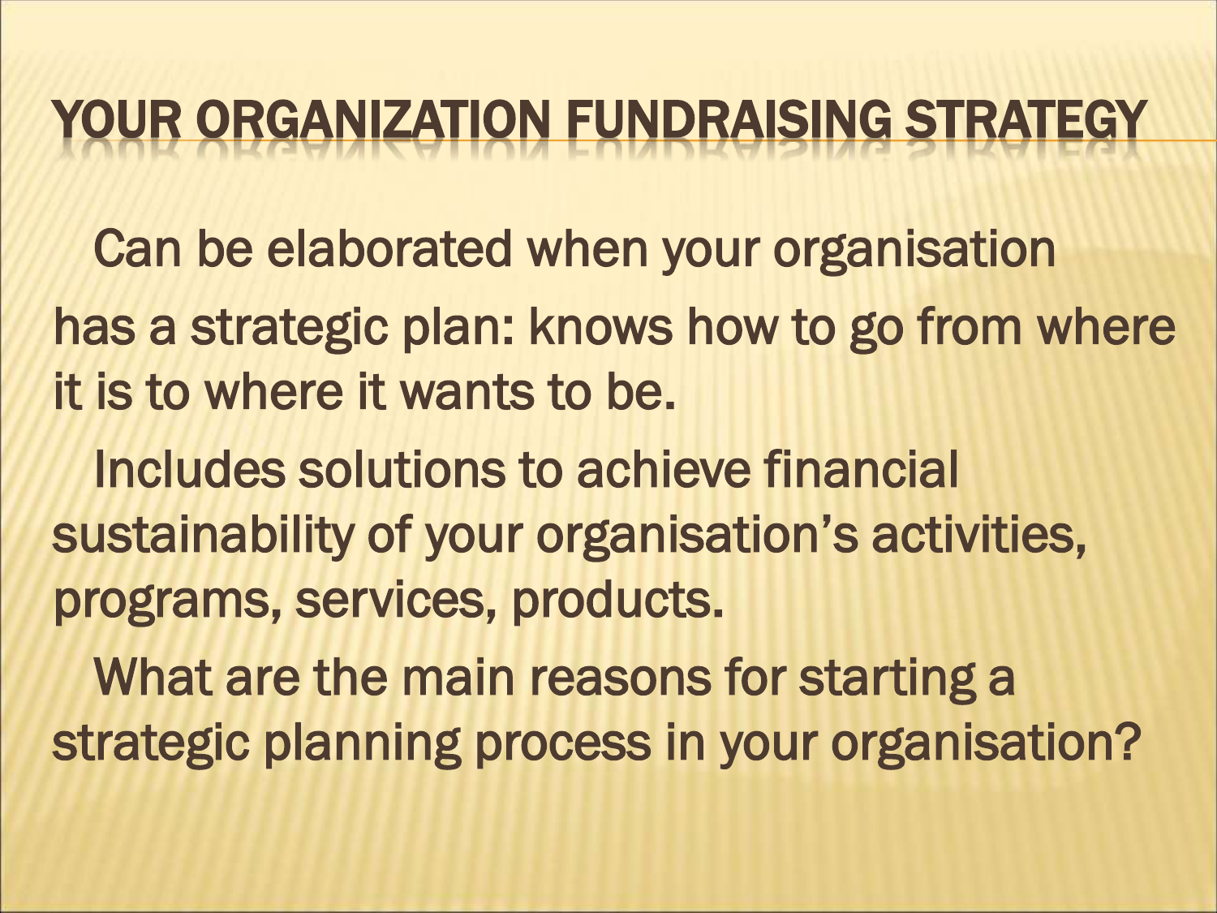# YOUR ORGANIZATION FUNDRAISING STRATEGY

- Can be elaborated when your organisation has a strategic plan: knows how to go from where it is to where it wants to be.
- Includes solutions to achieve financial sustainability of your organisation's activities, programs, services, products.
- What are the main reasons for starting a strategic planning process in your organisation?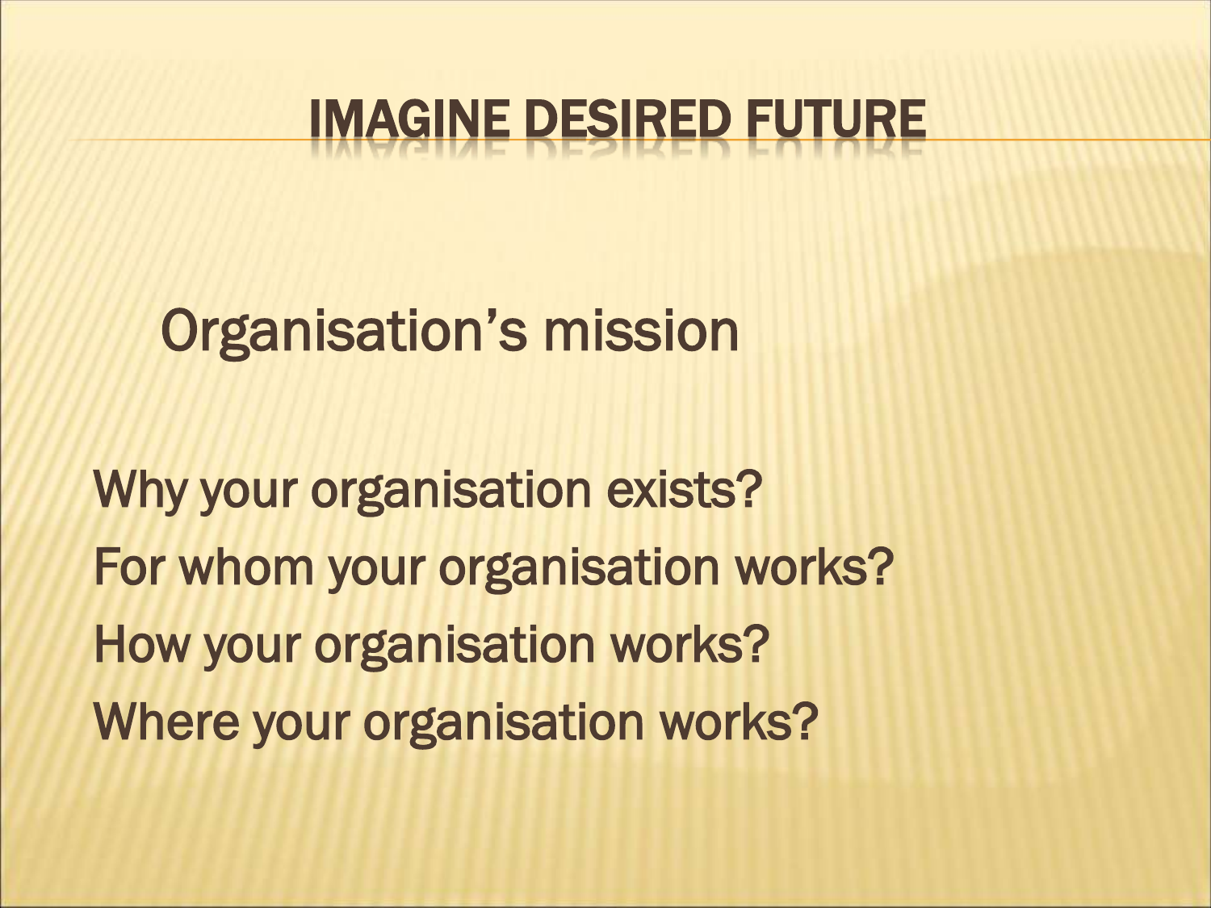# IMAGINE DESIRED FUTURE

Organisation's mission

Why your organisation exists?
For whom your organisation works?
How your organisation works?
Where your organisation works?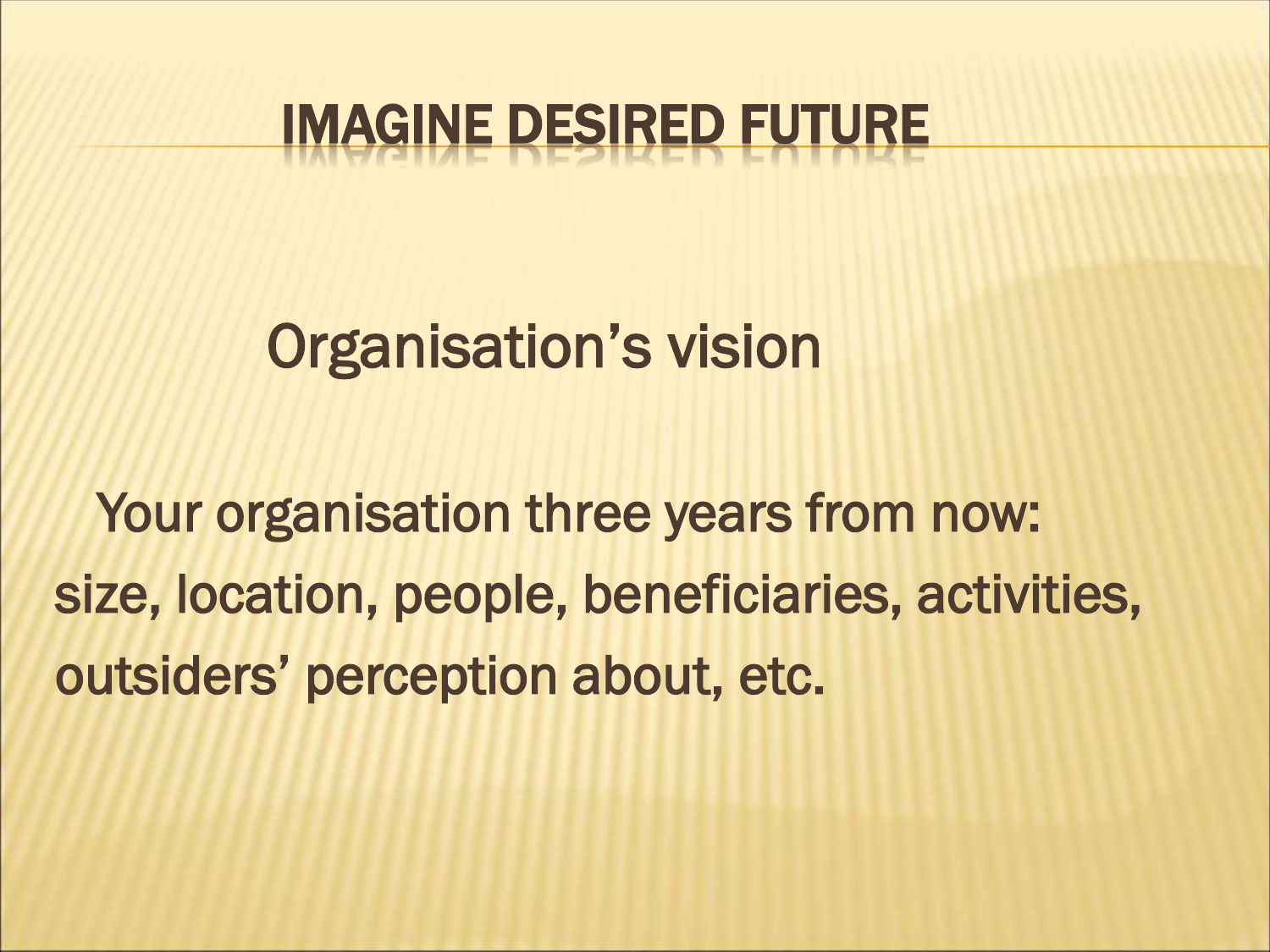# IMAGINE DESIRED FUTURE

Organisation's vision

Your organisation three years from now: size, location, people, beneficiaries, activities, outsiders' perception about, etc.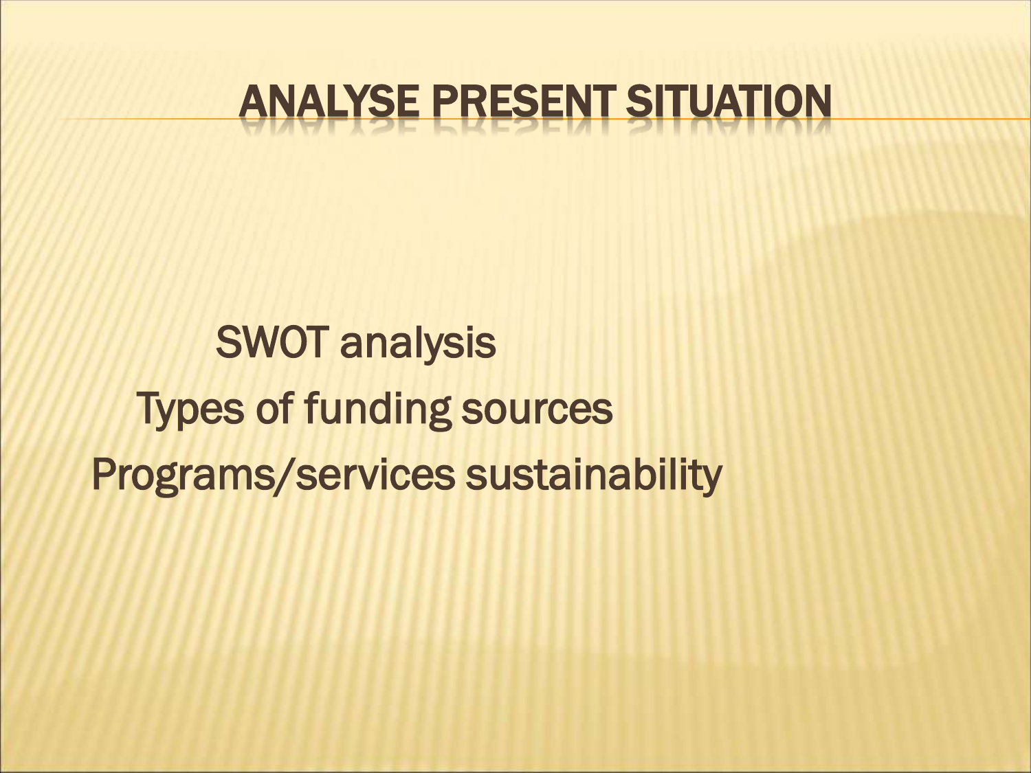# ANALYSE PRESENT SITUATION

SWOT analysis

Types of funding sources

Programs/services sustainability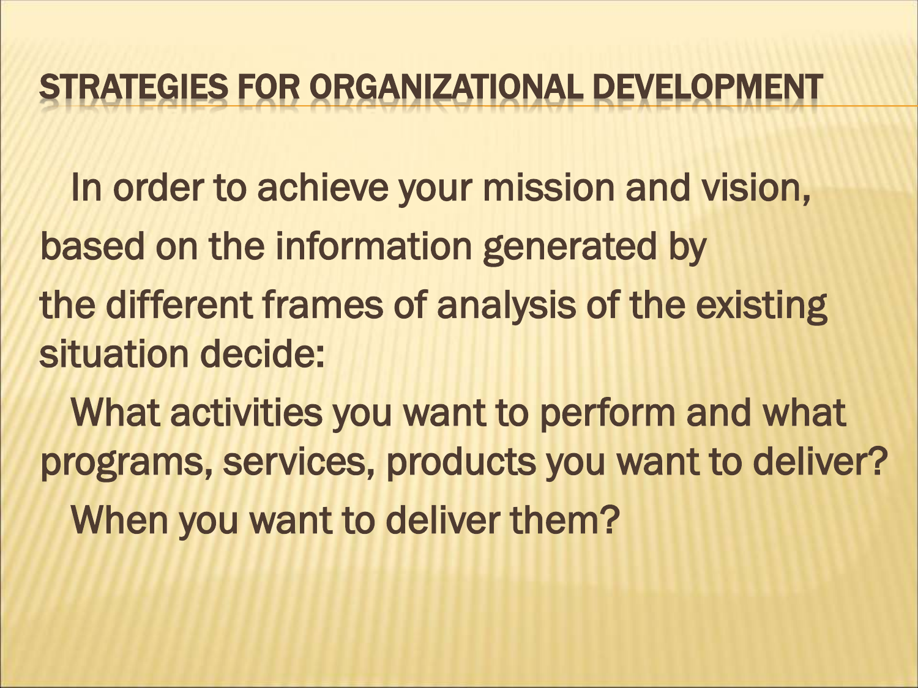# STRATEGIES FOR ORGANIZATIONAL DEVELOPMENT

In order to achieve your mission and vision, based on the information generated by the different frames of analysis of the existing situation decide:

What activities you want to perform and what programs, services, products you want to deliver?

When you want to deliver them?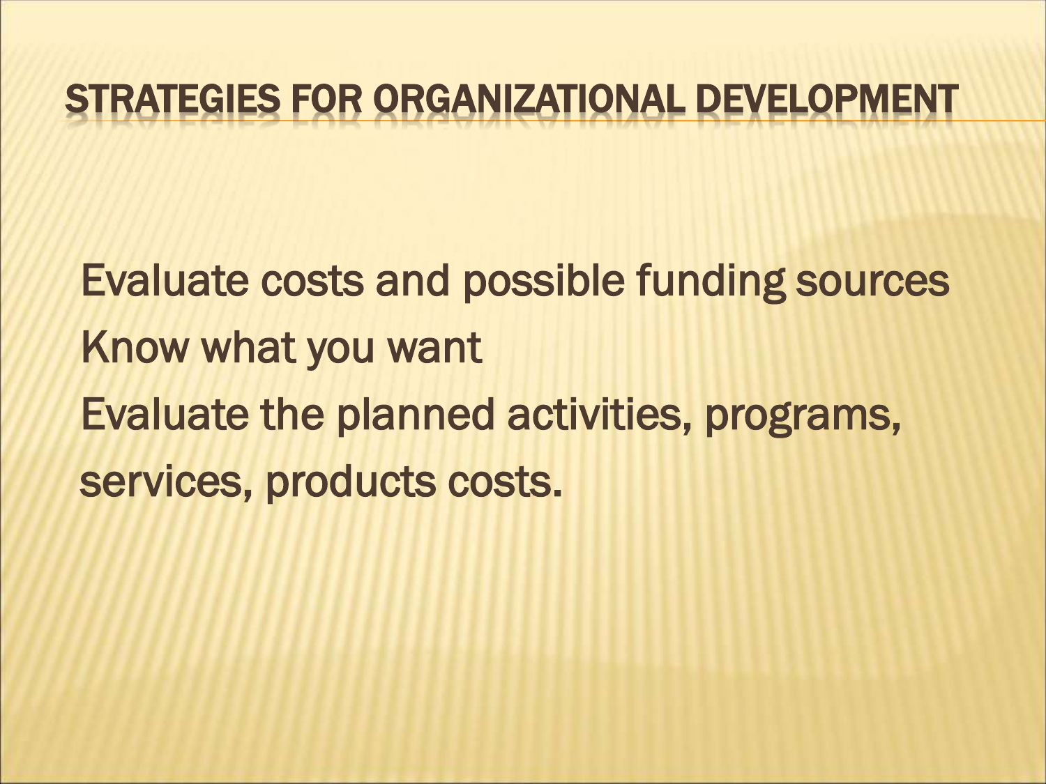# STRATEGIES FOR ORGANIZATIONAL DEVELOPMENT

Evaluate costs and possible funding sources

Know what you want

Evaluate the planned activities, programs, services, products costs.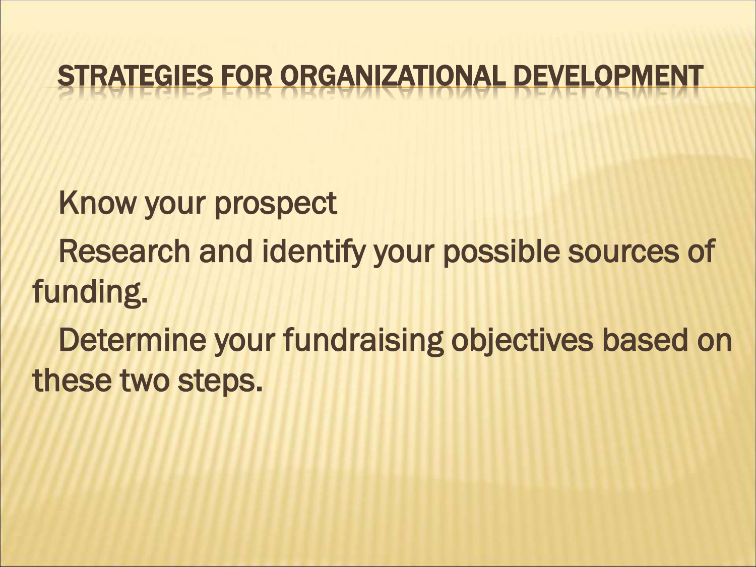# STRATEGIES FOR ORGANIZATIONAL DEVELOPMENT

Know your prospect

Research and identify your possible sources of funding.

Determine your fundraising objectives based on these two steps.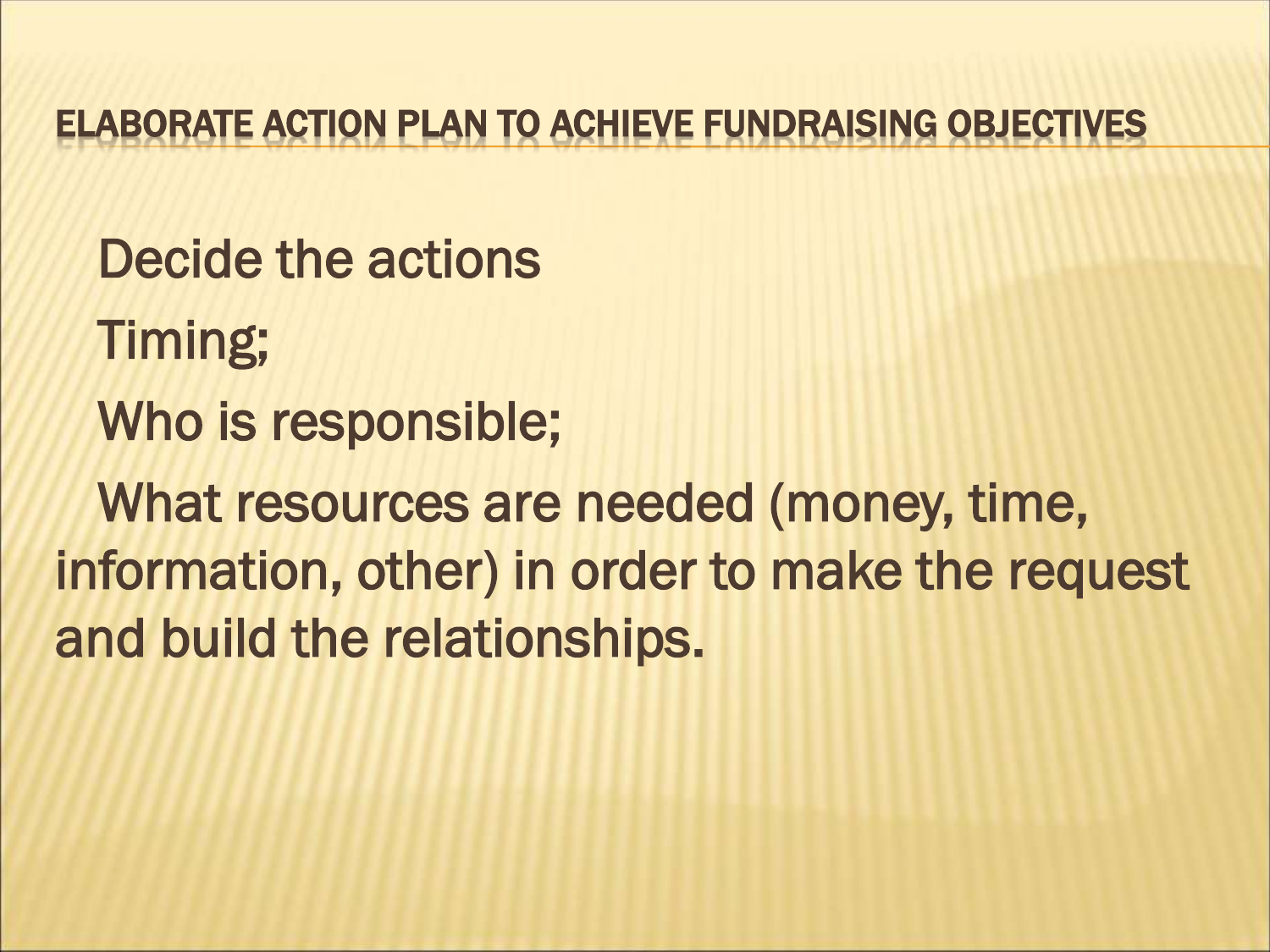## ELABORATE ACTION PLAN TO ACHIEVE FUNDRAISING OBJECTIVES

Decide the actions

Timing;

Who is responsible;

What resources are needed (money, time, information, other) in order to make the request and build the relationships.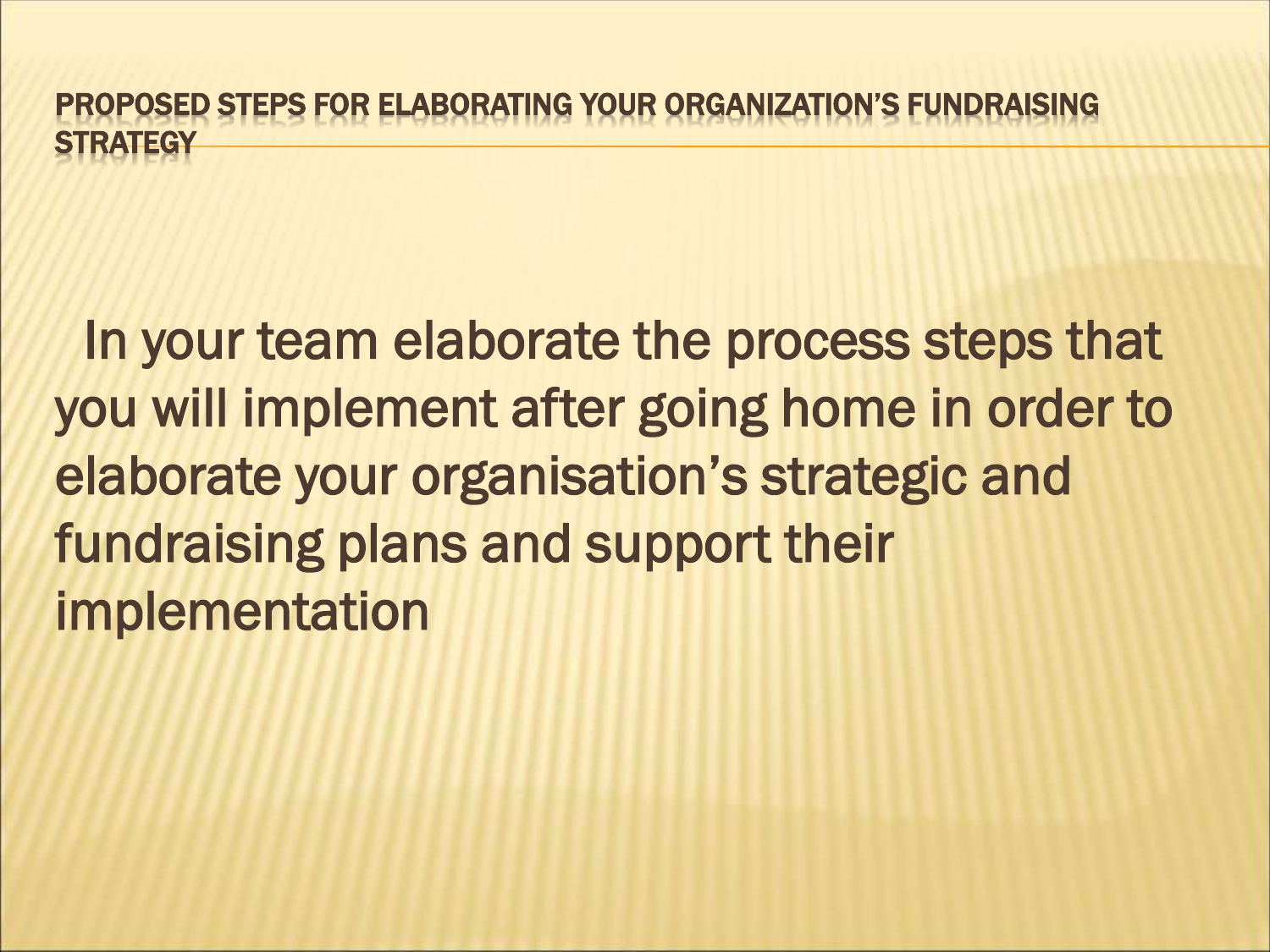## PROPOSED STEPS FOR ELABORATING YOUR ORGANIZATION'S FUNDRAISING STRATEGY

In your team elaborate the process steps that you will implement after going home in order to elaborate your organisation's strategic and fundraising plans and support their implementation